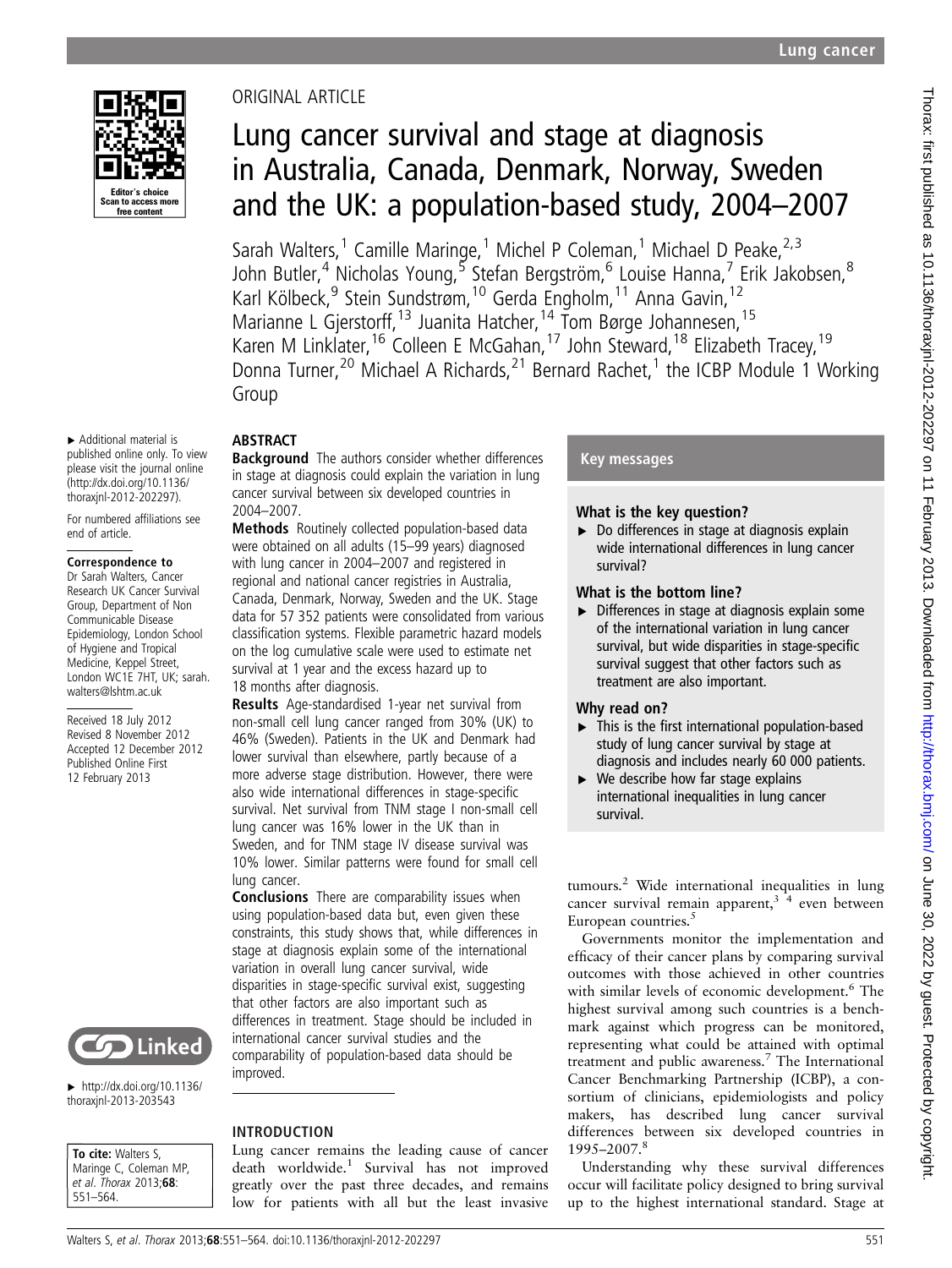ORIGINAL ARTICLE

# Lung cancer survival and stage at diagnosis in Australia, Canada, Denmark, Norway, Sweden and the UK: a population-based study, 2004–2007

Sarah Walters,[1] Camille Maringe,[1] Michel P Coleman,[1] Michael D Peake,[2,3] John Butler,[4] Nicholas Young,[5] Stefan Bergström,[6] Louise Hanna,[7] Erik Jakobsen,[8] Karl Kölbeck,[9] Stein Sundstrøm,[10] Gerda Engholm,[11] Anna Gavin,[12] Marianne L Gjerstorff,[13] Juanita Hatcher,[14] Tom Børge Johannesen,[15] Karen M Linklater,[16] Colleen E McGahan,[17] John Steward,[18] Elizabeth Tracey,[19] Donna Turner,[20] Michael A Richards,[21] Bernard Rachet,[1] the ICBP Module 1 Working Group

▸ Additional material is published online only. To view please visit the journal online (http://dx.doi.org/10.1136/thoraxjnl-2012-202297).

For numbered affiliations see end of article.

**Correspondence to**
Dr Sarah Walters, Cancer Research UK Cancer Survival Group, Department of Non Communicable Disease Epidemiology, London School of Hygiene and Tropical Medicine, Keppel Street, London WC1E 7HT, UK; sarah.walters@lshtm.ac.uk

Received 18 July 2012
Revised 8 November 2012
Accepted 12 December 2012
Published Online First 12 February 2013

▸ http://dx.doi.org/10.1136/thoraxjnl-2013-203543

**To cite:** Walters S, Maringe C, Coleman MP, *et al*. *Thorax* 2013;**68**:551–564.

## ABSTRACT

**Background** The authors consider whether differences in stage at diagnosis could explain the variation in lung cancer survival between six developed countries in 2004–2007.

**Methods** Routinely collected population-based data were obtained on all adults (15–99 years) diagnosed with lung cancer in 2004–2007 and registered in regional and national cancer registries in Australia, Canada, Denmark, Norway, Sweden and the UK. Stage data for 57 352 patients were consolidated from various classification systems. Flexible parametric hazard models on the log cumulative scale were used to estimate net survival at 1 year and the excess hazard up to 18 months after diagnosis.

**Results** Age-standardised 1-year net survival from non-small cell lung cancer ranged from 30% (UK) to 46% (Sweden). Patients in the UK and Denmark had lower survival than elsewhere, partly because of a more adverse stage distribution. However, there were also wide international differences in stage-specific survival. Net survival from TNM stage I non-small cell lung cancer was 16% lower in the UK than in Sweden, and for TNM stage IV disease survival was 10% lower. Similar patterns were found for small cell lung cancer.

**Conclusions** There are comparability issues when using population-based data but, even given these constraints, this study shows that, while differences in stage at diagnosis explain some of the international variation in overall lung cancer survival, wide disparities in stage-specific survival exist, suggesting that other factors are also important such as differences in treatment. Stage should be included in international cancer survival studies and the comparability of population-based data should be improved.

## Key messages

### What is the key question?

- ▸ Do differences in stage at diagnosis explain wide international differences in lung cancer survival?

### What is the bottom line?

- ▸ Differences in stage at diagnosis explain some of the international variation in lung cancer survival, but wide disparities in stage-specific survival suggest that other factors such as treatment are also important.

### Why read on?

- ▸ This is the first international population-based study of lung cancer survival by stage at diagnosis and includes nearly 60 000 patients.
- ▸ We describe how far stage explains international inequalities in lung cancer survival.

## INTRODUCTION

Lung cancer remains the leading cause of cancer death worldwide.[1] Survival has not improved greatly over the past three decades, and remains low for patients with all but the least invasive tumours.[2] Wide international inequalities in lung cancer survival remain apparent,[3 4] even between European countries.[5]

Governments monitor the implementation and efficacy of their cancer plans by comparing survival outcomes with those achieved in other countries with similar levels of economic development.[6] The highest survival among such countries is a benchmark against which progress can be monitored, representing what could be attained with optimal treatment and public awareness.[7] The International Cancer Benchmarking Partnership (ICBP), a consortium of clinicians, epidemiologists and policy makers, has described lung cancer survival differences between six developed countries in 1995–2007.[8]

Understanding why these survival differences occur will facilitate policy designed to bring survival up to the highest international standard. Stage at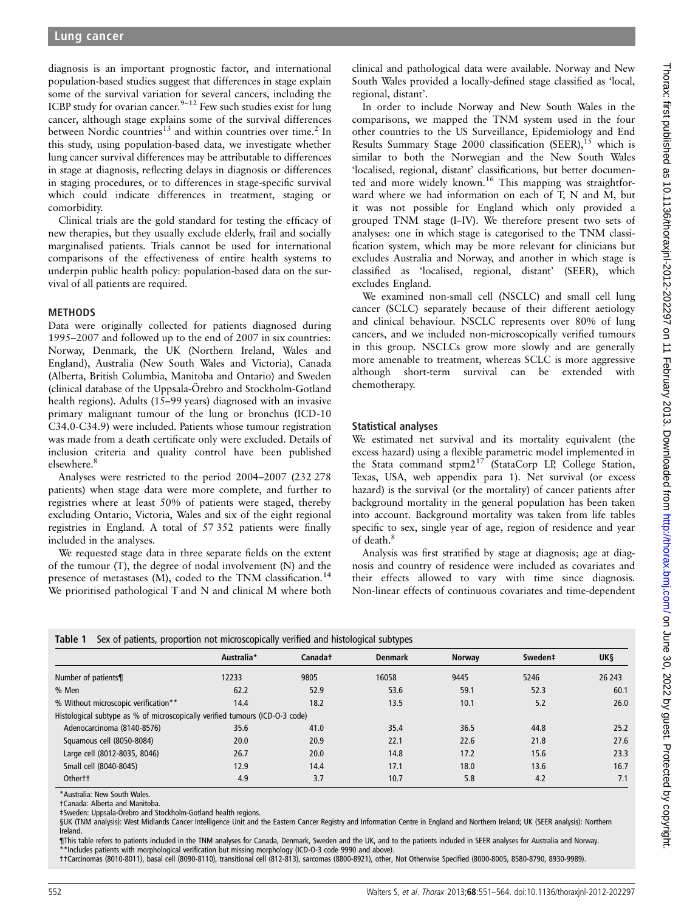diagnosis is an important prognostic factor, and international population-based studies suggest that differences in stage explain some of the survival variation for several cancers, including the ICBP study for ovarian cancer.[9–12] Few such studies exist for lung cancer, although stage explains some of the survival differences between Nordic countries[13] and within countries over time.[2] In this study, using population-based data, we investigate whether lung cancer survival differences may be attributable to differences in stage at diagnosis, reflecting delays in diagnosis or differences in staging procedures, or to differences in stage-specific survival which could indicate differences in treatment, staging or comorbidity.

Clinical trials are the gold standard for testing the efficacy of new therapies, but they usually exclude elderly, frail and socially marginalised patients. Trials cannot be used for international comparisons of the effectiveness of entire health systems to underpin public health policy: population-based data on the survival of all patients are required.

## METHODS

Data were originally collected for patients diagnosed during 1995–2007 and followed up to the end of 2007 in six countries: Norway, Denmark, the UK (Northern Ireland, Wales and England), Australia (New South Wales and Victoria), Canada (Alberta, British Columbia, Manitoba and Ontario) and Sweden (clinical database of the Uppsala-Örebro and Stockholm-Gotland health regions). Adults (15–99 years) diagnosed with an invasive primary malignant tumour of the lung or bronchus (ICD-10 C34.0-C34.9) were included. Patients whose tumour registration was made from a death certificate only were excluded. Details of inclusion criteria and quality control have been published elsewhere.[8]

Analyses were restricted to the period 2004–2007 (232 278 patients) when stage data were more complete, and further to registries where at least 50% of patients were staged, thereby excluding Ontario, Victoria, Wales and six of the eight regional registries in England. A total of 57 352 patients were finally included in the analyses.

We requested stage data in three separate fields on the extent of the tumour (T), the degree of nodal involvement (N) and the presence of metastases (M), coded to the TNM classification.[14] We prioritised pathological T and N and clinical M where both clinical and pathological data were available. Norway and New South Wales provided a locally-defined stage classified as 'local, regional, distant'.

In order to include Norway and New South Wales in the comparisons, we mapped the TNM system used in the four other countries to the US Surveillance, Epidemiology and End Results Summary Stage 2000 classification (SEER),[15] which is similar to both the Norwegian and the New South Wales 'localised, regional, distant' classifications, but better documented and more widely known.[16] This mapping was straightforward where we had information on each of T, N and M, but it was not possible for England which only provided a grouped TNM stage (I–IV). We therefore present two sets of analyses: one in which stage is categorised to the TNM classification system, which may be more relevant for clinicians but excludes Australia and Norway, and another in which stage is classified as 'localised, regional, distant' (SEER), which excludes England.

We examined non-small cell (NSCLC) and small cell lung cancer (SCLC) separately because of their different aetiology and clinical behaviour. NSCLC represents over 80% of lung cancers, and we included non-microscopically verified tumours in this group. NSCLCs grow more slowly and are generally more amenable to treatment, whereas SCLC is more aggressive although short-term survival can be extended with chemotherapy.

### Statistical analyses

We estimated net survival and its mortality equivalent (the excess hazard) using a flexible parametric model implemented in the Stata command stpm2[17] (StataCorp LP, College Station, Texas, USA, web appendix para 1). Net survival (or excess hazard) is the survival (or the mortality) of cancer patients after background mortality in the general population has been taken into account. Background mortality was taken from life tables specific to sex, single year of age, region of residence and year of death.[8]

Analysis was first stratified by stage at diagnosis; age at diagnosis and country of residence were included as covariates and their effects allowed to vary with time since diagnosis. Non-linear effects of continuous covariates and time-dependent

**Table 1** Sex of patients, proportion not microscopically verified and histological subtypes

| | Australia* | Canada† | Denmark | Norway | Sweden‡ | UK§ |
|---|---|---|---|---|---|---|
| Number of patients¶ | 12233 | 9805 | 16058 | 9445 | 5246 | 26 243 |
| % Men | 62.2 | 52.9 | 53.6 | 59.1 | 52.3 | 60.1 |
| % Without microscopic verification** | 14.4 | 18.2 | 13.5 | 10.1 | 5.2 | 26.0 |
| Histological subtype as % of microscopically verified tumours (ICD-O-3 code) | | | | | | |
| Adenocarcinoma (8140-8576) | 35.6 | 41.0 | 35.4 | 36.5 | 44.8 | 25.2 |
| Squamous cell (8050-8084) | 20.0 | 20.9 | 22.1 | 22.6 | 21.8 | 27.6 |
| Large cell (8012-8035, 8046) | 26.7 | 20.0 | 14.8 | 17.2 | 15.6 | 23.3 |
| Small cell (8040-8045) | 12.9 | 14.4 | 17.1 | 18.0 | 13.6 | 16.7 |
| Other†† | 4.9 | 3.7 | 10.7 | 5.8 | 4.2 | 7.1 |

*Australia: New South Wales.
†Canada: Alberta and Manitoba.
‡Sweden: Uppsala-Örebro and Stockholm-Gotland health regions.
§UK (TNM analysis): West Midlands Cancer Intelligence Unit and the Eastern Cancer Registry and Information Centre in England and Northern Ireland; UK (SEER analysis): Northern Ireland.
¶This table refers to the patients included in the TNM analyses for Canada, Denmark, Sweden and the UK, and to the patients included in SEER analyses for Australia and Norway.
**Includes patients with morphological verification but missing morphology (ICD-O-3 code 9990 and above).
††Carcinomas (8010-8011), basal cell (8090-8110), transitional cell (812-813), sarcomas (8800-8921), other, Not Otherwise Specified (8000-8005, 8580-8790, 8930-9989).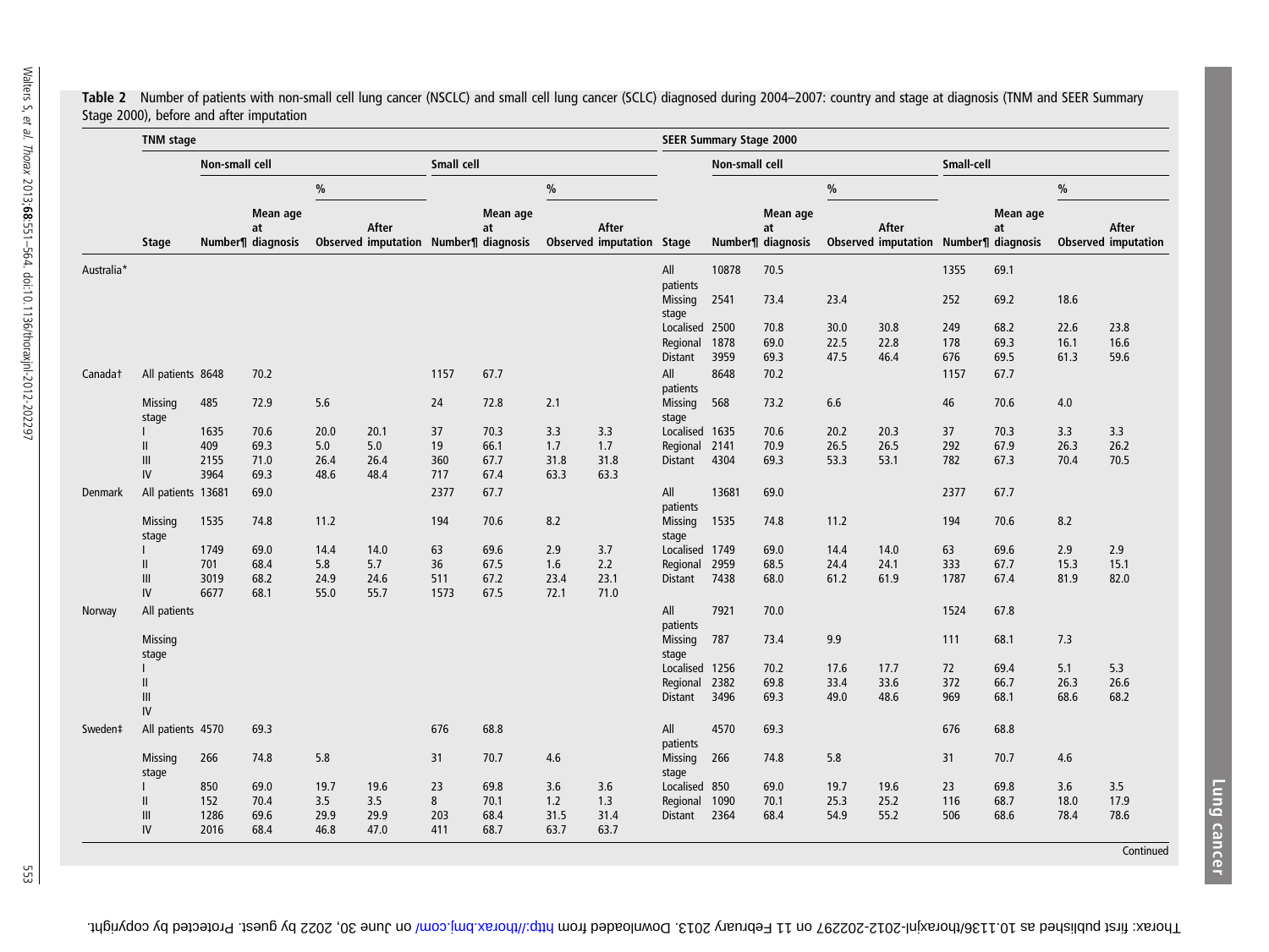**Table 2** Number of patients with non-small cell lung cancer (NSCLC) and small cell lung cancer (SCLC) diagnosed during 2004–2007: country and stage at diagnosis (TNM and SEER Summary Stage 2000), before and after imputation

| | TNM stage | | | | | | | | | | SEER Summary Stage 2000 | | | | | | | | | |
|---|---|---|---|---|---|---|---|---|---|---|---|---|---|---|---|---|---|---|---|---|
| | | Non-small cell | | | | Small cell | | | | | | Non-small cell | | | | Small-cell | | | | |
| | | | | % | | | | % | | | | | | % | | | | % | | |
| | Stage | Number¶ | Mean age at diagnosis | Observed | After imputation | Number¶ | Mean age at diagnosis | Observed | After imputation | Stage | Number¶ | Mean age at diagnosis | Observed | After imputation | Number¶ | Mean age at diagnosis | Observed | After imputation |
| Australia* | | | | | | | | | | All patients | 10878 | 70.5 | | | 1355 | 69.1 | | |
| | | | | | | | | | | Missing stage | 2541 | 73.4 | 23.4 | | 252 | 69.2 | 18.6 | |
| | | | | | | | | | | Localised | 2500 | 70.8 | 30.0 | 30.8 | 249 | 68.2 | 22.6 | 23.8 |
| | | | | | | | | | | Regional | 1878 | 69.0 | 22.5 | 22.8 | 178 | 69.3 | 16.1 | 16.6 |
| | | | | | | | | | | Distant | 3959 | 69.3 | 47.5 | 46.4 | 676 | 69.5 | 61.3 | 59.6 |
| Canada† | All patients | 8648 | 70.2 | | | 1157 | 67.7 | | | All patients | 8648 | 70.2 | | | 1157 | 67.7 | | |
| | Missing stage | 485 | 72.9 | 5.6 | | 24 | 72.8 | 2.1 | | Missing stage | 568 | 73.2 | 6.6 | | 46 | 70.6 | 4.0 | |
| | I | 1635 | 70.6 | 20.0 | 20.1 | 37 | 70.3 | 3.3 | 3.3 | Localised | 1635 | 70.6 | 20.2 | 20.3 | 37 | 70.3 | 3.3 | 3.3 |
| | II | 409 | 69.3 | 5.0 | 5.0 | 19 | 66.1 | 1.7 | 1.7 | Regional | 2141 | 70.9 | 26.5 | 26.5 | 292 | 67.9 | 26.3 | 26.2 |
| | III | 2155 | 71.0 | 26.4 | 26.4 | 360 | 67.7 | 31.8 | 31.8 | Distant | 4304 | 69.3 | 53.3 | 53.1 | 782 | 67.3 | 70.4 | 70.5 |
| | IV | 3964 | 69.3 | 48.6 | 48.4 | 717 | 67.4 | 63.3 | 63.3 | | | | | | | | | |
| Denmark | All patients | 13681 | 69.0 | | | 2377 | 67.7 | | | All patients | 13681 | 69.0 | | | 2377 | 67.7 | | |
| | Missing stage | 1535 | 74.8 | 11.2 | | 194 | 70.6 | 8.2 | | Missing stage | 1535 | 74.8 | 11.2 | | 194 | 70.6 | 8.2 | |
| | I | 1749 | 69.0 | 14.4 | 14.0 | 63 | 69.6 | 2.9 | 3.7 | Localised | 1749 | 69.0 | 14.4 | 14.0 | 63 | 69.6 | 2.9 | 2.9 |
| | II | 701 | 68.4 | 5.8 | 5.7 | 36 | 67.5 | 1.6 | 2.2 | Regional | 2959 | 68.5 | 24.4 | 24.1 | 333 | 67.7 | 15.3 | 15.1 |
| | III | 3019 | 68.2 | 24.9 | 24.6 | 511 | 67.2 | 23.4 | 23.1 | Distant | 7438 | 68.0 | 61.2 | 61.9 | 1787 | 67.4 | 81.9 | 82.0 |
| | IV | 6677 | 68.1 | 55.0 | 55.7 | 1573 | 67.5 | 72.1 | 71.0 | | | | | | | | | |
| Norway | All patients | | | | | | | | | All patients | 7921 | 70.0 | | | 1524 | 67.8 | | |
| | Missing stage | | | | | | | | | Missing stage | 787 | 73.4 | 9.9 | | 111 | 68.1 | 7.3 | |
| | I | | | | | | | | | Localised | 1256 | 70.2 | 17.6 | 17.7 | 72 | 69.4 | 5.1 | 5.3 |
| | II | | | | | | | | | Regional | 2382 | 69.8 | 33.4 | 33.6 | 372 | 66.7 | 26.3 | 26.6 |
| | III | | | | | | | | | Distant | 3496 | 69.3 | 49.0 | 48.6 | 969 | 68.1 | 68.6 | 68.2 |
| | IV | | | | | | | | | | | | | | | | | |
| Sweden‡ | All patients | 4570 | 69.3 | | | 676 | 68.8 | | | All patients | 4570 | 69.3 | | | 676 | 68.8 | | |
| | Missing stage | 266 | 74.8 | 5.8 | | 31 | 70.7 | 4.6 | | Missing stage | 266 | 74.8 | 5.8 | | 31 | 70.7 | 4.6 | |
| | I | 850 | 69.0 | 19.7 | 19.6 | 23 | 69.8 | 3.6 | 3.6 | Localised | 850 | 69.0 | 19.7 | 19.6 | 23 | 69.8 | 3.6 | 3.5 |
| | II | 152 | 70.4 | 3.5 | 3.5 | 8 | 70.1 | 1.2 | 1.3 | Regional | 1090 | 70.1 | 25.3 | 25.2 | 116 | 68.7 | 18.0 | 17.9 |
| | III | 1286 | 69.6 | 29.9 | 29.9 | 203 | 68.4 | 31.5 | 31.4 | Distant | 2364 | 68.4 | 54.9 | 55.2 | 506 | 68.6 | 78.4 | 78.6 |
| | IV | 2016 | 68.4 | 46.8 | 47.0 | 411 | 68.7 | 63.7 | 63.7 | | | | | | | | | |

Continued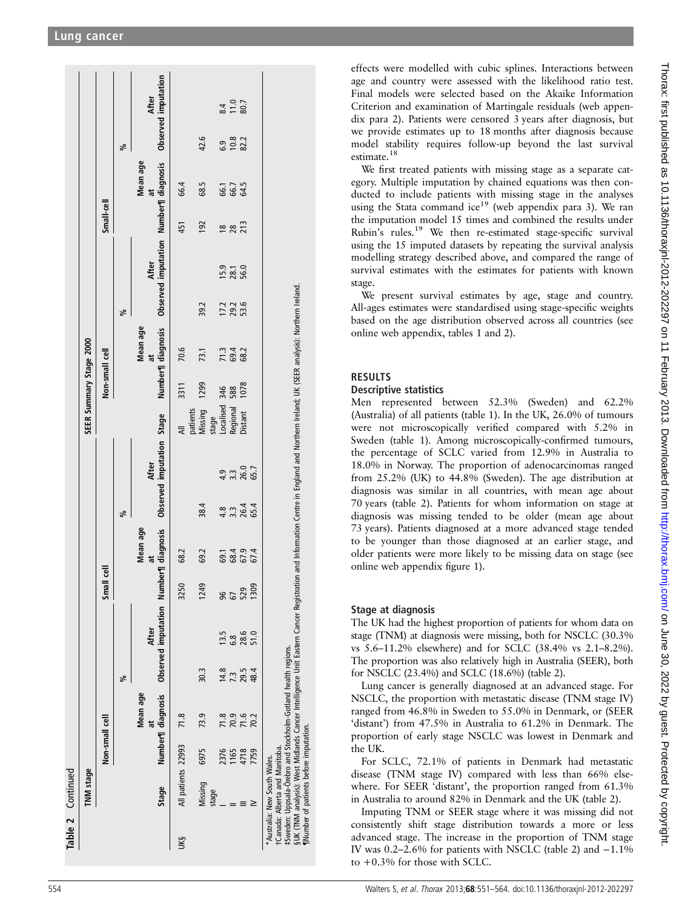Table 2 Continued

| | TNM stage | | | | | | | | | SEER Summary Stage 2000 | | | | | | | | |
|---|---|---|---|---|---|---|---|---|---|---|---|---|---|---|---|---|---|---|
| | | Non-small cell | | | | Small cell | | | | | Non-small cell | | | | Small-cell | | | |
| | | | | % | | | | % | | | | | % | | | | % | |
| | Stage | Number¶ | Mean age at diagnosis | Observed | After imputation | Number¶ | Mean age at diagnosis | Observed | After imputation | Stage | Number¶ | Mean age at diagnosis | Observed | After imputation | Number¶ | Mean age at diagnosis | Observed | After imputation |
| UK§ | All patients | 22993 | 71.8 | | | 3250 | 68.2 | | | All patients | 3311 | 70.6 | | | 451 | 66.4 | | |
| | Missing stage | 6975 | 73.9 | 30.3 | | 1249 | 69.2 | 38.4 | | Missing stage | 1299 | 73.1 | 39.2 | | 192 | 68.5 | 42.6 | |
| | I | 2376 | 71.8 | 14.8 | 13.5 | 96 | 69.1 | 4.8 | 4.9 | Localised | 346 | 71.3 | 17.2 | 15.9 | 18 | 66.1 | 6.9 | 8.4 |
| | II | 1165 | 70.9 | 7.3 | 6.8 | 67 | 68.4 | 3.3 | 3.3 | Regional | 588 | 69.4 | 29.2 | 28.1 | 28 | 66.7 | 10.8 | 11.0 |
| | III | 4718 | 71.6 | 29.5 | 28.6 | 529 | 67.9 | 26.4 | 26.0 | Distant | 1078 | 68.2 | 53.6 | 56.0 | 213 | 64.5 | 82.2 | 80.7 |
| | IV | 7759 | 70.2 | 48.4 | 51.0 | 1309 | 67.4 | 65.4 | 65.7 | | | | | | | | | |

*Australia: New South Wales.
†Canada: Alberta and Manitoba.
‡Sweden: Uppsala-Örebro and Stockholm-Gotland health regions.
§UK (TNM analysis): West Midlands Cancer Intelligence Unit Eastern Cancer Registration and Information Centre in England and Northern Ireland; UK (SEER analysis): Northern Ireland.
¶Number of patients before imputation.

effects were modelled with cubic splines. Interactions between age and country were assessed with the likelihood ratio test. Final models were selected based on the Akaike Information Criterion and examination of Martingale residuals (web appendix para 2). Patients were censored 3 years after diagnosis, but we provide estimates up to 18 months after diagnosis because model stability requires follow-up beyond the last survival estimate.[18]

We first treated patients with missing stage as a separate category. Multiple imputation by chained equations was then conducted to include patients with missing stage in the analyses using the Stata command ice[19] (web appendix para 3). We ran the imputation model 15 times and combined the results under Rubin's rules.[19] We then re-estimated stage-specific survival using the 15 imputed datasets by repeating the survival analysis modelling strategy described above, and compared the range of survival estimates with the estimates for patients with known stage.

We present survival estimates by age, stage and country. All-ages estimates were standardised using stage-specific weights based on the age distribution observed across all countries (see online web appendix, tables 1 and 2).

## RESULTS

### Descriptive statistics

Men represented between 52.3% (Sweden) and 62.2% (Australia) of all patients (table 1). In the UK, 26.0% of tumours were not microscopically verified compared with 5.2% in Sweden (table 1). Among microscopically-confirmed tumours, the percentage of SCLC varied from 12.9% in Australia to 18.0% in Norway. The proportion of adenocarcinomas ranged from 25.2% (UK) to 44.8% (Sweden). The age distribution at diagnosis was similar in all countries, with mean age about 70 years (table 2). Patients for whom information on stage at diagnosis was missing tended to be older (mean age about 73 years). Patients diagnosed at a more advanced stage tended to be younger than those diagnosed at an earlier stage, and older patients were more likely to be missing data on stage (see online web appendix figure 1).

### Stage at diagnosis

The UK had the highest proportion of patients for whom data on stage (TNM) at diagnosis were missing, both for NSCLC (30.3% vs 5.6–11.2% elsewhere) and for SCLC (38.4% vs 2.1–8.2%). The proportion was also relatively high in Australia (SEER), both for NSCLC (23.4%) and SCLC (18.6%) (table 2).

Lung cancer is generally diagnosed at an advanced stage. For NSCLC, the proportion with metastatic disease (TNM stage IV) ranged from 46.8% in Sweden to 55.0% in Denmark, or (SEER 'distant') from 47.5% in Australia to 61.2% in Denmark. The proportion of early stage NSCLC was lowest in Denmark and the UK.

For SCLC, 72.1% of patients in Denmark had metastatic disease (TNM stage IV) compared with less than 66% elsewhere. For SEER 'distant', the proportion ranged from 61.3% in Australia to around 82% in Denmark and the UK (table 2).

Imputing TNM or SEER stage where it was missing did not consistently shift stage distribution towards a more or less advanced stage. The increase in the proportion of TNM stage IV was 0.2–2.6% for patients with NSCLC (table 2) and −1.1% to +0.3% for those with SCLC.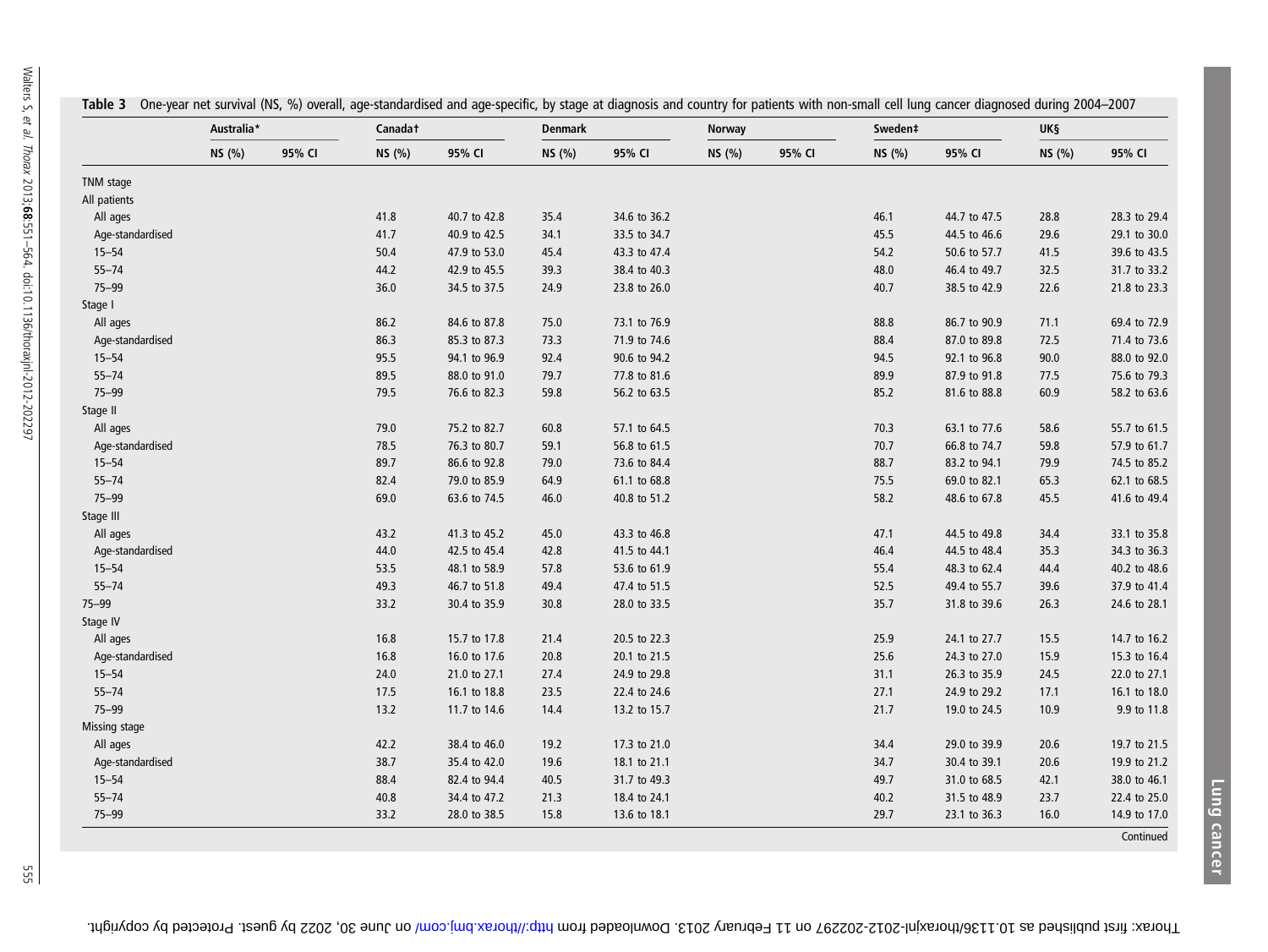**Table 3** One-year net survival (NS, %) overall, age-standardised and age-specific, by stage at diagnosis and country for patients with non-small cell lung cancer diagnosed during 2004–2007

| | Australia* | | Canada† | | Denmark | | Norway | | Sweden‡ | | UK§ | |
|---|---|---|---|---|---|---|---|---|---|---|---|---|
| | NS (%) | 95% CI | NS (%) | 95% CI | NS (%) | 95% CI | NS (%) | 95% CI | NS (%) | 95% CI | NS (%) | 95% CI |
| TNM stage | | | | | | | | | | | | |
| All patients | | | | | | | | | | | | |
| All ages | | | 41.8 | 40.7 to 42.8 | 35.4 | 34.6 to 36.2 | | | 46.1 | 44.7 to 47.5 | 28.8 | 28.3 to 29.4 |
| Age-standardised | | | 41.7 | 40.9 to 42.5 | 34.1 | 33.5 to 34.7 | | | 45.5 | 44.5 to 46.6 | 29.6 | 29.1 to 30.0 |
| 15–54 | | | 50.4 | 47.9 to 53.0 | 45.4 | 43.3 to 47.4 | | | 54.2 | 50.6 to 57.7 | 41.5 | 39.6 to 43.5 |
| 55–74 | | | 44.2 | 42.9 to 45.5 | 39.3 | 38.4 to 40.3 | | | 48.0 | 46.4 to 49.7 | 32.5 | 31.7 to 33.2 |
| 75–99 | | | 36.0 | 34.5 to 37.5 | 24.9 | 23.8 to 26.0 | | | 40.7 | 38.5 to 42.9 | 22.6 | 21.8 to 23.3 |
| Stage I | | | | | | | | | | | | |
| All ages | | | 86.2 | 84.6 to 87.8 | 75.0 | 73.1 to 76.9 | | | 88.8 | 86.7 to 90.9 | 71.1 | 69.4 to 72.9 |
| Age-standardised | | | 86.3 | 85.3 to 87.3 | 73.3 | 71.9 to 74.6 | | | 88.4 | 87.0 to 89.8 | 72.5 | 71.4 to 73.6 |
| 15–54 | | | 95.5 | 94.1 to 96.9 | 92.4 | 90.6 to 94.2 | | | 94.5 | 92.1 to 96.8 | 90.0 | 88.0 to 92.0 |
| 55–74 | | | 89.5 | 88.0 to 91.0 | 79.7 | 77.8 to 81.6 | | | 89.9 | 87.9 to 91.8 | 77.5 | 75.6 to 79.3 |
| 75–99 | | | 79.5 | 76.6 to 82.3 | 59.8 | 56.2 to 63.5 | | | 85.2 | 81.6 to 88.8 | 60.9 | 58.2 to 63.6 |
| Stage II | | | | | | | | | | | | |
| All ages | | | 79.0 | 75.2 to 82.7 | 60.8 | 57.1 to 64.5 | | | 70.3 | 63.1 to 77.6 | 58.6 | 55.7 to 61.5 |
| Age-standardised | | | 78.5 | 76.3 to 80.7 | 59.1 | 56.8 to 61.5 | | | 70.7 | 66.8 to 74.7 | 59.8 | 57.9 to 61.7 |
| 15–54 | | | 89.7 | 86.6 to 92.8 | 79.0 | 73.6 to 84.4 | | | 88.7 | 83.2 to 94.1 | 79.9 | 74.5 to 85.2 |
| 55–74 | | | 82.4 | 79.0 to 85.9 | 64.9 | 61.1 to 68.8 | | | 75.5 | 69.0 to 82.1 | 65.3 | 62.1 to 68.5 |
| 75–99 | | | 69.0 | 63.6 to 74.5 | 46.0 | 40.8 to 51.2 | | | 58.2 | 48.6 to 67.8 | 45.5 | 41.6 to 49.4 |
| Stage III | | | | | | | | | | | | |
| All ages | | | 43.2 | 41.3 to 45.2 | 45.0 | 43.3 to 46.8 | | | 47.1 | 44.5 to 49.8 | 34.4 | 33.1 to 35.8 |
| Age-standardised | | | 44.0 | 42.5 to 45.4 | 42.8 | 41.5 to 44.1 | | | 46.4 | 44.5 to 48.4 | 35.3 | 34.3 to 36.3 |
| 15–54 | | | 53.5 | 48.1 to 58.9 | 57.8 | 53.6 to 61.9 | | | 55.4 | 48.3 to 62.4 | 44.4 | 40.2 to 48.6 |
| 55–74 | | | 49.3 | 46.7 to 51.8 | 49.4 | 47.4 to 51.5 | | | 52.5 | 49.4 to 55.7 | 39.6 | 37.9 to 41.4 |
| 75–99 | | | 33.2 | 30.4 to 35.9 | 30.8 | 28.0 to 33.5 | | | 35.7 | 31.8 to 39.6 | 26.3 | 24.6 to 28.1 |
| Stage IV | | | | | | | | | | | | |
| All ages | | | 16.8 | 15.7 to 17.8 | 21.4 | 20.5 to 22.3 | | | 25.9 | 24.1 to 27.7 | 15.5 | 14.7 to 16.2 |
| Age-standardised | | | 16.8 | 16.0 to 17.6 | 20.8 | 20.1 to 21.5 | | | 25.6 | 24.3 to 27.0 | 15.9 | 15.3 to 16.4 |
| 15–54 | | | 24.0 | 21.0 to 27.1 | 27.4 | 24.9 to 29.8 | | | 31.1 | 26.3 to 35.9 | 24.5 | 22.0 to 27.1 |
| 55–74 | | | 17.5 | 16.1 to 18.8 | 23.5 | 22.4 to 24.6 | | | 27.1 | 24.9 to 29.2 | 17.1 | 16.1 to 18.0 |
| 75–99 | | | 13.2 | 11.7 to 14.6 | 14.4 | 13.2 to 15.7 | | | 21.7 | 19.0 to 24.5 | 10.9 | 9.9 to 11.8 |
| Missing stage | | | | | | | | | | | | |
| All ages | | | 42.2 | 38.4 to 46.0 | 19.2 | 17.3 to 21.0 | | | 34.4 | 29.0 to 39.9 | 20.6 | 19.7 to 21.5 |
| Age-standardised | | | 38.7 | 35.4 to 42.0 | 19.6 | 18.1 to 21.1 | | | 34.7 | 30.4 to 39.1 | 20.6 | 19.9 to 21.2 |
| 15–54 | | | 88.4 | 82.4 to 94.4 | 40.5 | 31.7 to 49.3 | | | 49.7 | 31.0 to 68.5 | 42.1 | 38.0 to 46.1 |
| 55–74 | | | 40.8 | 34.4 to 47.2 | 21.3 | 18.4 to 24.1 | | | 40.2 | 31.5 to 48.9 | 23.7 | 22.4 to 25.0 |
| 75–99 | | | 33.2 | 28.0 to 38.5 | 15.8 | 13.6 to 18.1 | | | 29.7 | 23.1 to 36.3 | 16.0 | 14.9 to 17.0 |

Continued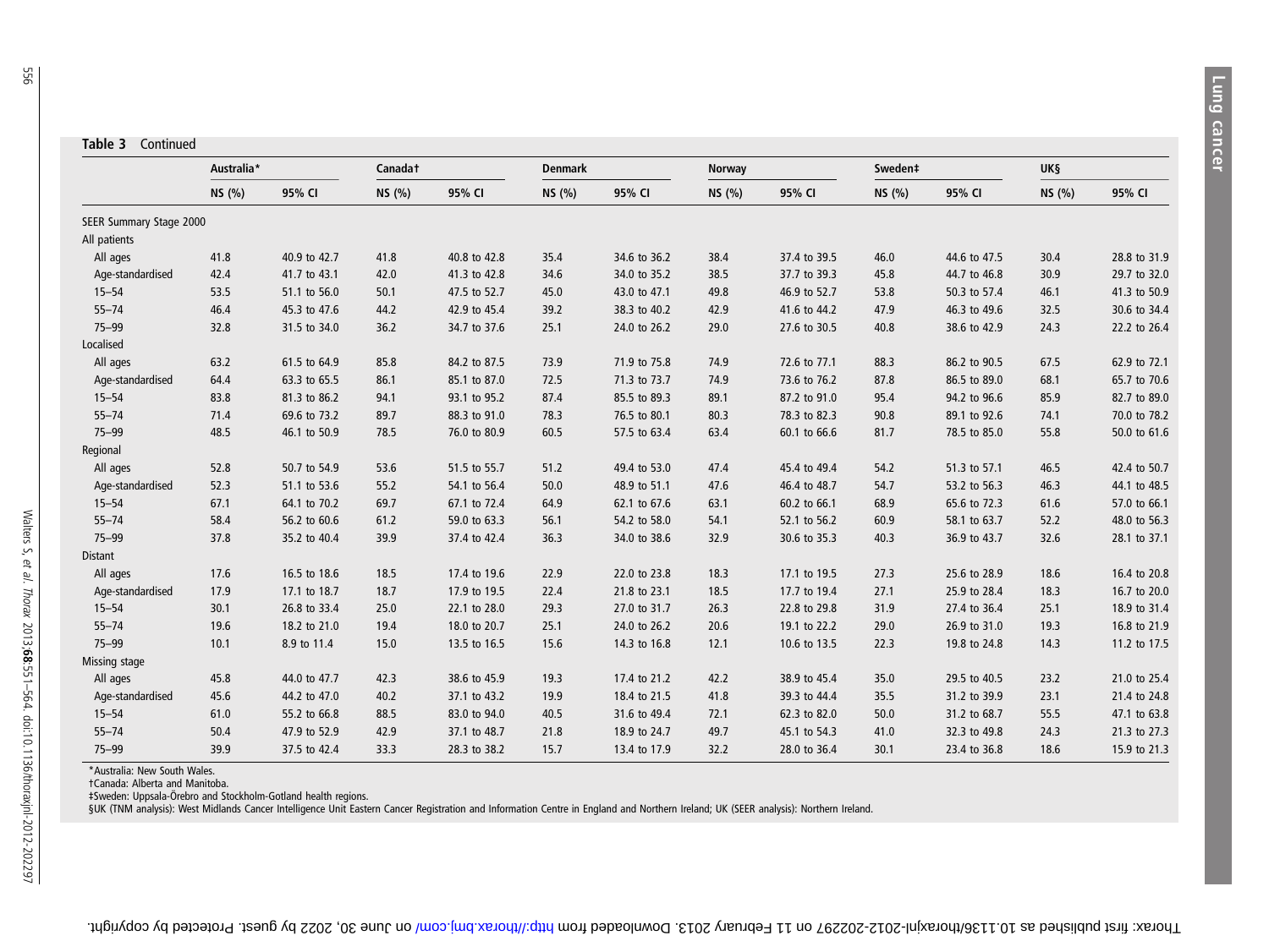**Table 3** Continued

| | Australia* | | Canada† | | Denmark | | Norway | | Sweden‡ | | UK§ | |
|---|---|---|---|---|---|---|---|---|---|---|---|---|
| | NS (%) | 95% CI | NS (%) | 95% CI | NS (%) | 95% CI | NS (%) | 95% CI | NS (%) | 95% CI | NS (%) | 95% CI |
| SEER Summary Stage 2000 | | | | | | | | | | | | |
| All patients | | | | | | | | | | | | |
| All ages | 41.8 | 40.9 to 42.7 | 41.8 | 40.8 to 42.8 | 35.4 | 34.6 to 36.2 | 38.4 | 37.4 to 39.5 | 46.0 | 44.6 to 47.5 | 30.4 | 28.8 to 31.9 |
| Age-standardised | 42.4 | 41.7 to 43.1 | 42.0 | 41.3 to 42.8 | 34.6 | 34.0 to 35.2 | 38.5 | 37.7 to 39.3 | 45.8 | 44.7 to 46.8 | 30.9 | 29.7 to 32.0 |
| 15–54 | 53.5 | 51.1 to 56.0 | 50.1 | 47.5 to 52.7 | 45.0 | 43.0 to 47.1 | 49.8 | 46.9 to 52.7 | 53.8 | 50.3 to 57.4 | 46.1 | 41.3 to 50.9 |
| 55–74 | 46.4 | 45.3 to 47.6 | 44.2 | 42.9 to 45.4 | 39.2 | 38.3 to 40.2 | 42.9 | 41.6 to 44.2 | 47.9 | 46.3 to 49.6 | 32.5 | 30.6 to 34.4 |
| 75–99 | 32.8 | 31.5 to 34.0 | 36.2 | 34.7 to 37.6 | 25.1 | 24.0 to 26.2 | 29.0 | 27.6 to 30.5 | 40.8 | 38.6 to 42.9 | 24.3 | 22.2 to 26.4 |
| Localised | | | | | | | | | | | | |
| All ages | 63.2 | 61.5 to 64.9 | 85.8 | 84.2 to 87.5 | 73.9 | 71.9 to 75.8 | 74.9 | 72.6 to 77.1 | 88.3 | 86.2 to 90.5 | 67.5 | 62.9 to 72.1 |
| Age-standardised | 64.4 | 63.3 to 65.5 | 86.1 | 85.1 to 87.0 | 72.5 | 71.3 to 73.7 | 74.9 | 73.6 to 76.2 | 87.8 | 86.5 to 89.0 | 68.1 | 65.7 to 70.6 |
| 15–54 | 83.8 | 81.3 to 86.2 | 94.1 | 93.1 to 95.2 | 87.4 | 85.5 to 89.3 | 89.1 | 87.2 to 91.0 | 95.4 | 94.2 to 96.6 | 85.9 | 82.7 to 89.0 |
| 55–74 | 71.4 | 69.6 to 73.2 | 89.7 | 88.3 to 91.0 | 78.3 | 76.5 to 80.1 | 80.3 | 78.3 to 82.3 | 90.8 | 89.1 to 92.6 | 74.1 | 70.0 to 78.2 |
| 75–99 | 48.5 | 46.1 to 50.9 | 78.5 | 76.0 to 80.9 | 60.5 | 57.5 to 63.4 | 63.4 | 60.1 to 66.6 | 81.7 | 78.5 to 85.0 | 55.8 | 50.0 to 61.6 |
| Regional | | | | | | | | | | | | |
| All ages | 52.8 | 50.7 to 54.9 | 53.6 | 51.5 to 55.7 | 51.2 | 49.4 to 53.0 | 47.4 | 45.4 to 49.4 | 54.2 | 51.3 to 57.1 | 46.5 | 42.4 to 50.7 |
| Age-standardised | 52.3 | 51.1 to 53.6 | 55.2 | 54.1 to 56.4 | 50.0 | 48.9 to 51.1 | 47.6 | 46.4 to 48.7 | 54.7 | 53.2 to 56.3 | 46.3 | 44.1 to 48.5 |
| 15–54 | 67.1 | 64.1 to 70.2 | 69.7 | 67.1 to 72.4 | 64.9 | 62.1 to 67.6 | 63.1 | 60.2 to 66.1 | 68.9 | 65.6 to 72.3 | 61.6 | 57.0 to 66.1 |
| 55–74 | 58.4 | 56.2 to 60.6 | 61.2 | 59.0 to 63.3 | 56.1 | 54.2 to 58.0 | 54.1 | 52.1 to 56.2 | 60.9 | 58.1 to 63.7 | 52.2 | 48.0 to 56.3 |
| 75–99 | 37.8 | 35.2 to 40.4 | 39.9 | 37.4 to 42.4 | 36.3 | 34.0 to 38.6 | 32.9 | 30.6 to 35.3 | 40.3 | 36.9 to 43.7 | 32.6 | 28.1 to 37.1 |
| Distant | | | | | | | | | | | | |
| All ages | 17.6 | 16.5 to 18.6 | 18.5 | 17.4 to 19.6 | 22.9 | 22.0 to 23.8 | 18.3 | 17.1 to 19.5 | 27.3 | 25.6 to 28.9 | 18.6 | 16.4 to 20.8 |
| Age-standardised | 17.9 | 17.1 to 18.7 | 18.7 | 17.9 to 19.5 | 22.4 | 21.8 to 23.1 | 18.5 | 17.7 to 19.4 | 27.1 | 25.9 to 28.4 | 18.3 | 16.7 to 20.0 |
| 15–54 | 30.1 | 26.8 to 33.4 | 25.0 | 22.1 to 28.0 | 29.3 | 27.0 to 31.7 | 26.3 | 22.8 to 29.8 | 31.9 | 27.4 to 36.4 | 25.1 | 18.9 to 31.4 |
| 55–74 | 19.6 | 18.2 to 21.0 | 19.4 | 18.0 to 20.7 | 25.1 | 24.0 to 26.2 | 20.6 | 19.1 to 22.2 | 29.0 | 26.9 to 31.0 | 19.3 | 16.8 to 21.9 |
| 75–99 | 10.1 | 8.9 to 11.4 | 15.0 | 13.5 to 16.5 | 15.6 | 14.3 to 16.8 | 12.1 | 10.6 to 13.5 | 22.3 | 19.8 to 24.8 | 14.3 | 11.2 to 17.5 |
| Missing stage | | | | | | | | | | | | |
| All ages | 45.8 | 44.0 to 47.7 | 42.3 | 38.6 to 45.9 | 19.3 | 17.4 to 21.2 | 42.2 | 38.9 to 45.4 | 35.0 | 29.5 to 40.5 | 23.2 | 21.0 to 25.4 |
| Age-standardised | 45.6 | 44.2 to 47.0 | 40.2 | 37.1 to 43.2 | 19.9 | 18.4 to 21.5 | 41.8 | 39.3 to 44.4 | 35.5 | 31.2 to 39.9 | 23.1 | 21.4 to 24.8 |
| 15–54 | 61.0 | 55.2 to 66.8 | 88.5 | 83.0 to 94.0 | 40.5 | 31.6 to 49.4 | 72.1 | 62.3 to 82.0 | 50.0 | 31.2 to 68.7 | 55.5 | 47.1 to 63.8 |
| 55–74 | 50.4 | 47.9 to 52.9 | 42.9 | 37.1 to 48.7 | 21.8 | 18.9 to 24.7 | 49.7 | 45.1 to 54.3 | 41.0 | 32.3 to 49.8 | 24.3 | 21.3 to 27.3 |
| 75–99 | 39.9 | 37.5 to 42.4 | 33.3 | 28.3 to 38.2 | 15.7 | 13.4 to 17.9 | 32.2 | 28.0 to 36.4 | 30.1 | 23.4 to 36.8 | 18.6 | 15.9 to 21.3 |

*Australia: New South Wales.
†Canada: Alberta and Manitoba.
‡Sweden: Uppsala-Örebro and Stockholm-Gotland health regions.
§UK (TNM analysis): West Midlands Cancer Intelligence Unit Eastern Cancer Registration and Information Centre in England and Northern Ireland; UK (SEER analysis): Northern Ireland.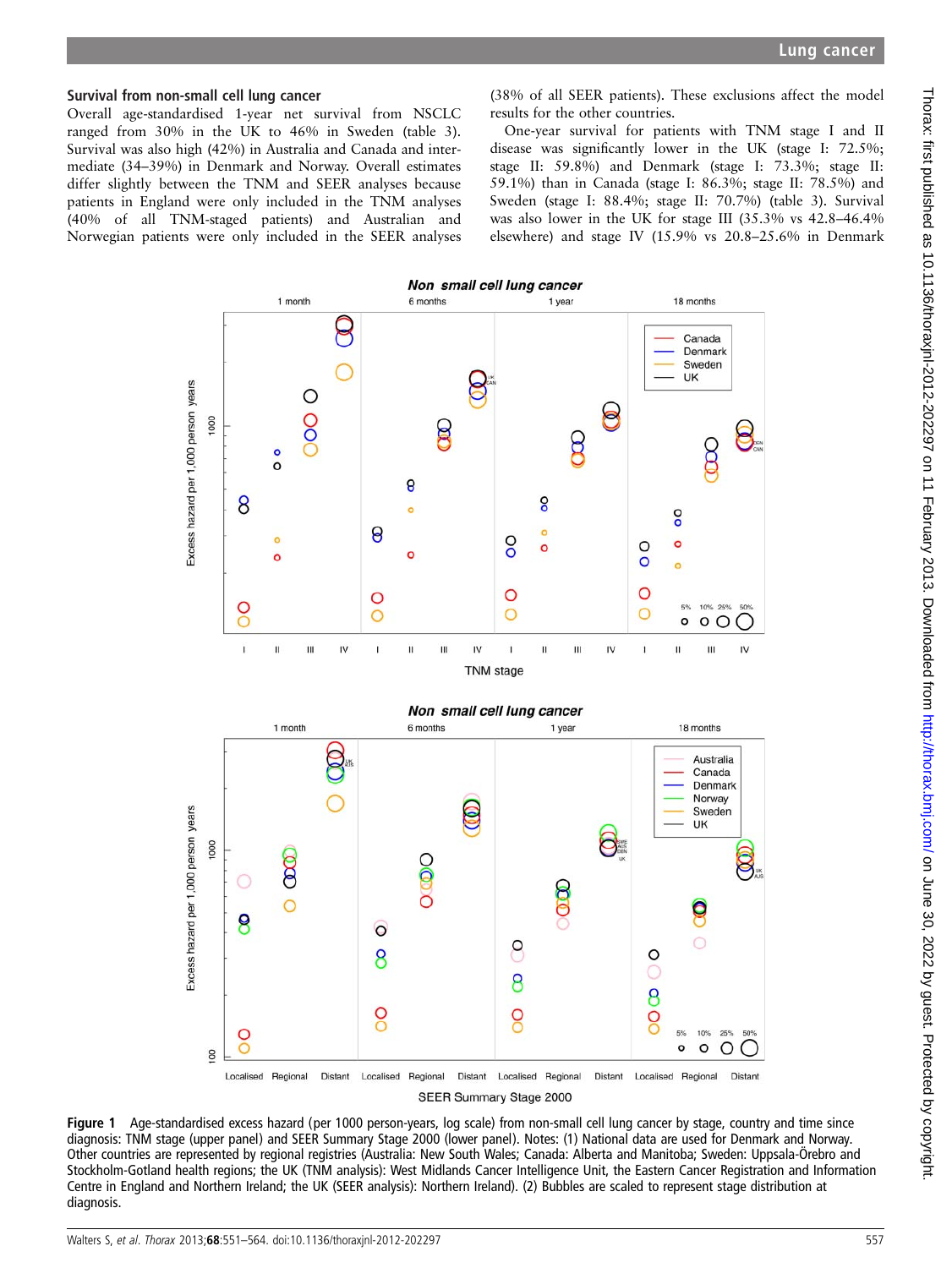## Survival from non-small cell lung cancer

Overall age-standardised 1-year net survival from NSCLC ranged from 30% in the UK to 46% in Sweden (table 3). Survival was also high (42%) in Australia and Canada and intermediate (34–39%) in Denmark and Norway. Overall estimates differ slightly between the TNM and SEER analyses because patients in England were only included in the TNM analyses (40% of all TNM-staged patients) and Australian and Norwegian patients were only included in the SEER analyses (38% of all SEER patients). These exclusions affect the model results for the other countries.

One-year survival for patients with TNM stage I and II disease was significantly lower in the UK (stage I: 72.5%; stage II: 59.8%) and Denmark (stage I: 73.3%; stage II: 59.1%) than in Canada (stage I: 86.3%; stage II: 78.5%) and Sweden (stage I: 88.4%; stage II: 70.7%) (table 3). Survival was also lower in the UK for stage III (35.3% vs 42.8–46.4% elsewhere) and stage IV (15.9% vs 20.8–25.6% in Denmark

Non small cell lung cancer

1 month

6 months

1 year

18 months

Canada

Denmark

Sweden

UK

Excess hazard per 1,000 person years

1000

UK CAN

DEN CAN

5% 10% 25% 50%

I II III IV I II III IV I II III IV I II III IV

TNM stage

Non small cell lung cancer

1 month

6 months

1 year

18 months

Australia

Canada

Denmark

Norway

Sweden

UK

Excess hazard per 1,000 person years

100

1000

UK AUS

SWE AUS DEN UK

UK AUS

5% 10% 25% 50%

Localised Regional Distant Localised Regional Distant Localised Regional Distant Localised Regional Distant

SEER Summary Stage 2000

**Figure 1** Age-standardised excess hazard (per 1000 person-years, log scale) from non-small cell lung cancer by stage, country and time since diagnosis: TNM stage (upper panel) and SEER Summary Stage 2000 (lower panel). Notes: (1) National data are used for Denmark and Norway. Other countries are represented by regional registries (Australia: New South Wales; Canada: Alberta and Manitoba; Sweden: Uppsala-Örebro and Stockholm-Gotland health regions; the UK (TNM analysis): West Midlands Cancer Intelligence Unit, the Eastern Cancer Registration and Information Centre in England and Northern Ireland; the UK (SEER analysis): Northern Ireland). (2) Bubbles are scaled to represent stage distribution at diagnosis.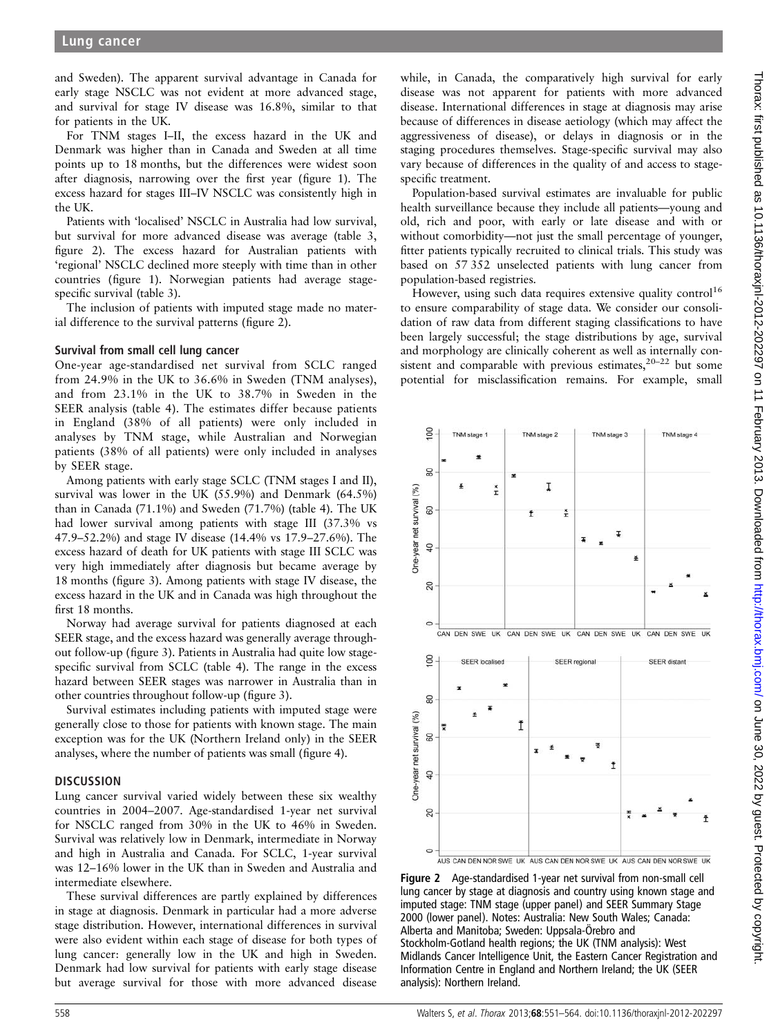and Sweden). The apparent survival advantage in Canada for early stage NSCLC was not evident at more advanced stage, and survival for stage IV disease was 16.8%, similar to that for patients in the UK.

For TNM stages I–II, the excess hazard in the UK and Denmark was higher than in Canada and Sweden at all time points up to 18 months, but the differences were widest soon after diagnosis, narrowing over the first year (figure 1). The excess hazard for stages III–IV NSCLC was consistently high in the UK.

Patients with 'localised' NSCLC in Australia had low survival, but survival for more advanced disease was average (table 3, figure 2). The excess hazard for Australian patients with 'regional' NSCLC declined more steeply with time than in other countries (figure 1). Norwegian patients had average stage-specific survival (table 3).

The inclusion of patients with imputed stage made no material difference to the survival patterns (figure 2).

### Survival from small cell lung cancer

One-year age-standardised net survival from SCLC ranged from 24.9% in the UK to 36.6% in Sweden (TNM analyses), and from 23.1% in the UK to 38.7% in Sweden in the SEER analysis (table 4). The estimates differ because patients in England (38% of all patients) were only included in analyses by TNM stage, while Australian and Norwegian patients (38% of all patients) were only included in analyses by SEER stage.

Among patients with early stage SCLC (TNM stages I and II), survival was lower in the UK (55.9%) and Denmark (64.5%) than in Canada (71.1%) and Sweden (71.7%) (table 4). The UK had lower survival among patients with stage III (37.3% vs 47.9–52.2%) and stage IV disease (14.4% vs 17.9–27.6%). The excess hazard of death for UK patients with stage III SCLC was very high immediately after diagnosis but became average by 18 months (figure 3). Among patients with stage IV disease, the excess hazard in the UK and in Canada was high throughout the first 18 months.

Norway had average survival for patients diagnosed at each SEER stage, and the excess hazard was generally average throughout follow-up (figure 3). Patients in Australia had quite low stage-specific survival from SCLC (table 4). The range in the excess hazard between SEER stages was narrower in Australia than in other countries throughout follow-up (figure 3).

Survival estimates including patients with imputed stage were generally close to those for patients with known stage. The main exception was for the UK (Northern Ireland only) in the SEER analyses, where the number of patients was small (figure 4).

## DISCUSSION

Lung cancer survival varied widely between these six wealthy countries in 2004–2007. Age-standardised 1-year net survival for NSCLC ranged from 30% in the UK to 46% in Sweden. Survival was relatively low in Denmark, intermediate in Norway and high in Australia and Canada. For SCLC, 1-year survival was 12–16% lower in the UK than in Sweden and Australia and intermediate elsewhere.

These survival differences are partly explained by differences in stage at diagnosis. Denmark in particular had a more adverse stage distribution. However, international differences in survival were also evident within each stage of disease for both types of lung cancer: generally low in the UK and high in Sweden. Denmark had low survival for patients with early stage disease but average survival for those with more advanced disease while, in Canada, the comparatively high survival for early disease was not apparent for patients with more advanced disease. International differences in stage at diagnosis may arise because of differences in disease aetiology (which may affect the aggressiveness of disease), or delays in diagnosis or in the staging procedures themselves. Stage-specific survival may also vary because of differences in the quality of and access to stage-specific treatment.

Population-based survival estimates are invaluable for public health surveillance because they include all patients—young and old, rich and poor, with early or late disease and with or without comorbidity—not just the small percentage of younger, fitter patients typically recruited to clinical trials. This study was based on 57 352 unselected patients with lung cancer from population-based registries.

However, using such data requires extensive quality control[16] to ensure comparability of stage data. We consider our consolidation of raw data from different staging classifications to have been largely successful; the stage distributions by age, survival and morphology are clinically coherent as well as internally consistent and comparable with previous estimates,[20–22] but some potential for misclassification remains. For example, small

**Figure 2** Age-standardised 1-year net survival from non-small cell lung cancer by stage at diagnosis and country using known stage and imputed stage: TNM stage (upper panel) and SEER Summary Stage 2000 (lower panel). Notes: Australia: New South Wales; Canada: Alberta and Manitoba; Sweden: Uppsala-Örebro and Stockholm-Gotland health regions; the UK (TNM analysis): West Midlands Cancer Intelligence Unit, the Eastern Cancer Registration and Information Centre in England and Northern Ireland; the UK (SEER analysis): Northern Ireland.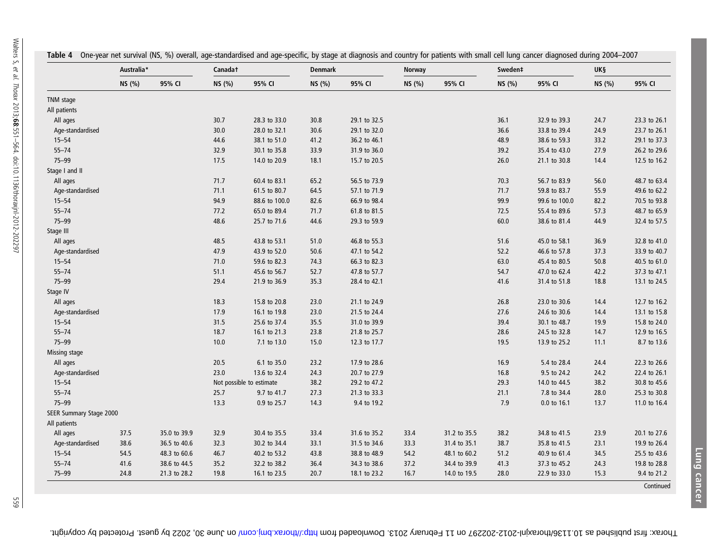**Table 4** One-year net survival (NS, %) overall, age-standardised and age-specific, by stage at diagnosis and country for patients with small cell lung cancer diagnosed during 2004–2007

| | Australia* | | Canada† | | Denmark | | Norway | | Sweden‡ | | UK§ | |
|---|---|---|---|---|---|---|---|---|---|---|---|---|
| | NS (%) | 95% CI | NS (%) | 95% CI | NS (%) | 95% CI | NS (%) | 95% CI | NS (%) | 95% CI | NS (%) | 95% CI |
| TNM stage | | | | | | | | | | | | |
| All patients | | | | | | | | | | | | |
| All ages | | | 30.7 | 28.3 to 33.0 | 30.8 | 29.1 to 32.5 | | | 36.1 | 32.9 to 39.3 | 24.7 | 23.3 to 26.1 |
| Age-standardised | | | 30.0 | 28.0 to 32.1 | 30.6 | 29.1 to 32.0 | | | 36.6 | 33.8 to 39.4 | 24.9 | 23.7 to 26.1 |
| 15–54 | | | 44.6 | 38.1 to 51.0 | 41.2 | 36.2 to 46.1 | | | 48.9 | 38.6 to 59.3 | 33.2 | 29.1 to 37.3 |
| 55–74 | | | 32.9 | 30.1 to 35.8 | 33.9 | 31.9 to 36.0 | | | 39.2 | 35.4 to 43.0 | 27.9 | 26.2 to 29.6 |
| 75–99 | | | 17.5 | 14.0 to 20.9 | 18.1 | 15.7 to 20.5 | | | 26.0 | 21.1 to 30.8 | 14.4 | 12.5 to 16.2 |
| Stage I and II | | | | | | | | | | | | |
| All ages | | | 71.7 | 60.4 to 83.1 | 65.2 | 56.5 to 73.9 | | | 70.3 | 56.7 to 83.9 | 56.0 | 48.7 to 63.4 |
| Age-standardised | | | 71.1 | 61.5 to 80.7 | 64.5 | 57.1 to 71.9 | | | 71.7 | 59.8 to 83.7 | 55.9 | 49.6 to 62.2 |
| 15–54 | | | 94.9 | 88.6 to 100.0 | 82.6 | 66.9 to 98.4 | | | 99.9 | 99.6 to 100.0 | 82.2 | 70.5 to 93.8 |
| 55–74 | | | 77.2 | 65.0 to 89.4 | 71.7 | 61.8 to 81.5 | | | 72.5 | 55.4 to 89.6 | 57.3 | 48.7 to 65.9 |
| 75–99 | | | 48.6 | 25.7 to 71.6 | 44.6 | 29.3 to 59.9 | | | 60.0 | 38.6 to 81.4 | 44.9 | 32.4 to 57.5 |
| Stage III | | | | | | | | | | | | |
| All ages | | | 48.5 | 43.8 to 53.1 | 51.0 | 46.8 to 55.3 | | | 51.6 | 45.0 to 58.1 | 36.9 | 32.8 to 41.0 |
| Age-standardised | | | 47.9 | 43.9 to 52.0 | 50.6 | 47.1 to 54.2 | | | 52.2 | 46.6 to 57.8 | 37.3 | 33.9 to 40.7 |
| 15–54 | | | 71.0 | 59.6 to 82.3 | 74.3 | 66.3 to 82.3 | | | 63.0 | 45.4 to 80.5 | 50.8 | 40.5 to 61.0 |
| 55–74 | | | 51.1 | 45.6 to 56.7 | 52.7 | 47.8 to 57.7 | | | 54.7 | 47.0 to 62.4 | 42.2 | 37.3 to 47.1 |
| 75–99 | | | 29.4 | 21.9 to 36.9 | 35.3 | 28.4 to 42.1 | | | 41.6 | 31.4 to 51.8 | 18.8 | 13.1 to 24.5 |
| Stage IV | | | | | | | | | | | | |
| All ages | | | 18.3 | 15.8 to 20.8 | 23.0 | 21.1 to 24.9 | | | 26.8 | 23.0 to 30.6 | 14.4 | 12.7 to 16.2 |
| Age-standardised | | | 17.9 | 16.1 to 19.8 | 23.0 | 21.5 to 24.4 | | | 27.6 | 24.6 to 30.6 | 14.4 | 13.1 to 15.8 |
| 15–54 | | | 31.5 | 25.6 to 37.4 | 35.5 | 31.0 to 39.9 | | | 39.4 | 30.1 to 48.7 | 19.9 | 15.8 to 24.0 |
| 55–74 | | | 18.7 | 16.1 to 21.3 | 23.8 | 21.8 to 25.7 | | | 28.6 | 24.5 to 32.8 | 14.7 | 12.9 to 16.5 |
| 75–99 | | | 10.0 | 7.1 to 13.0 | 15.0 | 12.3 to 17.7 | | | 19.5 | 13.9 to 25.2 | 11.1 | 8.7 to 13.6 |
| Missing stage | | | | | | | | | | | | |
| All ages | | | 20.5 | 6.1 to 35.0 | 23.2 | 17.9 to 28.6 | | | 16.9 | 5.4 to 28.4 | 24.4 | 22.3 to 26.6 |
| Age-standardised | | | 23.0 | 13.6 to 32.4 | 24.3 | 20.7 to 27.9 | | | 16.8 | 9.5 to 24.2 | 24.2 | 22.4 to 26.1 |
| 15–54 | | | Not possible to estimate | | 38.2 | 29.2 to 47.2 | | | 29.3 | 14.0 to 44.5 | 38.2 | 30.8 to 45.6 |
| 55–74 | | | 25.7 | 9.7 to 41.7 | 27.3 | 21.3 to 33.3 | | | 21.1 | 7.8 to 34.4 | 28.0 | 25.3 to 30.8 |
| 75–99 | | | 13.3 | 0.9 to 25.7 | 14.3 | 9.4 to 19.2 | | | 7.9 | 0.0 to 16.1 | 13.7 | 11.0 to 16.4 |
| SEER Summary Stage 2000 | | | | | | | | | | | | |
| All patients | | | | | | | | | | | | |
| All ages | 37.5 | 35.0 to 39.9 | 32.9 | 30.4 to 35.5 | 33.4 | 31.6 to 35.2 | 33.4 | 31.2 to 35.5 | 38.2 | 34.8 to 41.5 | 23.9 | 20.1 to 27.6 |
| Age-standardised | 38.6 | 36.5 to 40.6 | 32.3 | 30.2 to 34.4 | 33.1 | 31.5 to 34.6 | 33.3 | 31.4 to 35.1 | 38.7 | 35.8 to 41.5 | 23.1 | 19.9 to 26.4 |
| 15–54 | 54.5 | 48.3 to 60.6 | 46.7 | 40.2 to 53.2 | 43.8 | 38.8 to 48.9 | 54.2 | 48.1 to 60.2 | 51.2 | 40.9 to 61.4 | 34.5 | 25.5 to 43.6 |
| 55–74 | 41.6 | 38.6 to 44.5 | 35.2 | 32.2 to 38.2 | 36.4 | 34.3 to 38.6 | 37.2 | 34.4 to 39.9 | 41.3 | 37.3 to 45.2 | 24.3 | 19.8 to 28.8 |
| 75–99 | 24.8 | 21.3 to 28.2 | 19.8 | 16.1 to 23.5 | 20.7 | 18.1 to 23.2 | 16.7 | 14.0 to 19.5 | 28.0 | 22.9 to 33.0 | 15.3 | 9.4 to 21.2 |

Continued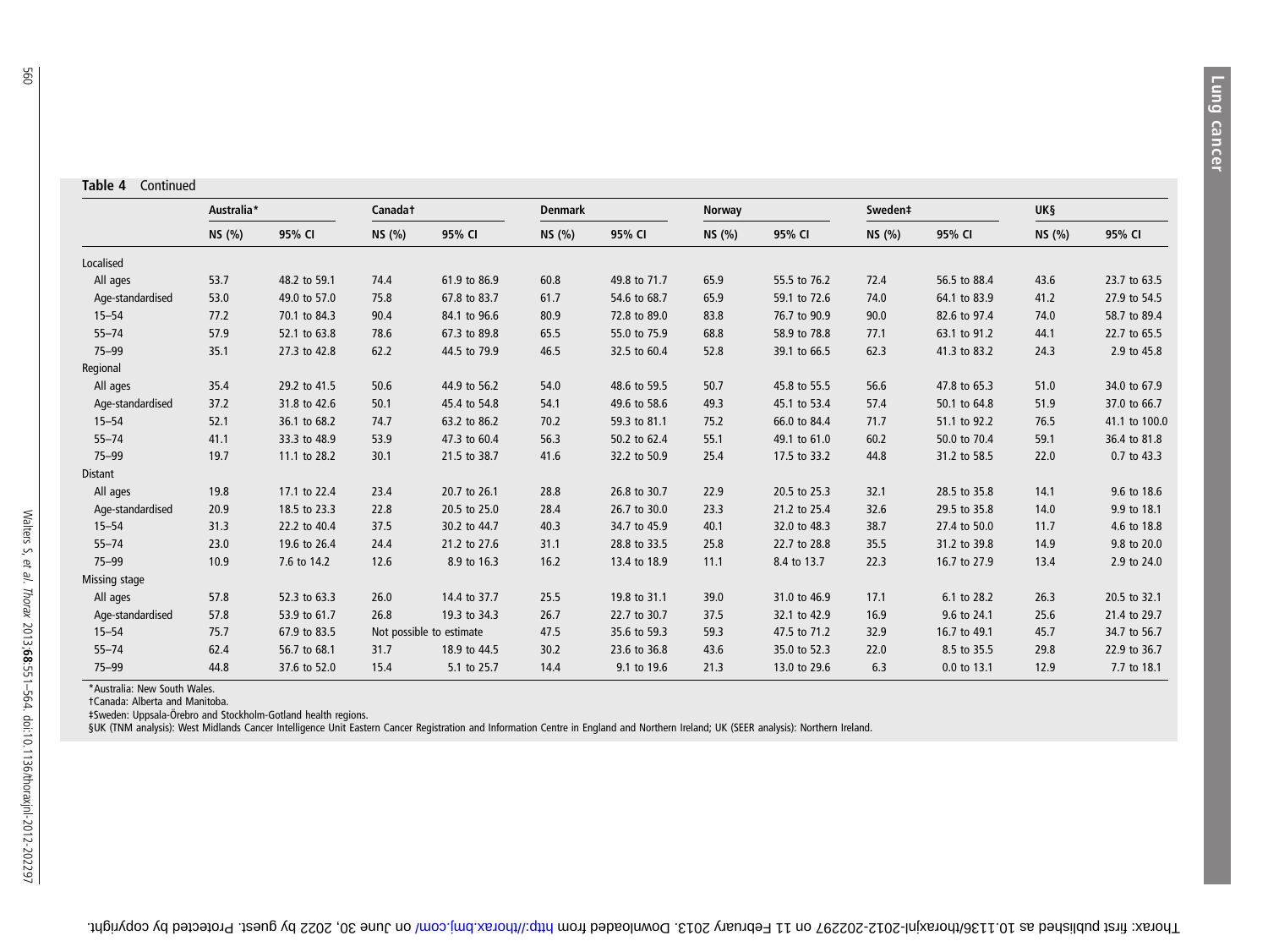**Table 4** Continued

| | Australia* | | Canada† | | Denmark | | Norway | | Sweden‡ | | UK§ | |
|---|---|---|---|---|---|---|---|---|---|---|---|---|
| | NS (%) | 95% CI | NS (%) | 95% CI | NS (%) | 95% CI | NS (%) | 95% CI | NS (%) | 95% CI | NS (%) | 95% CI |
| Localised | | | | | | | | | | | | |
| All ages | 53.7 | 48.2 to 59.1 | 74.4 | 61.9 to 86.9 | 60.8 | 49.8 to 71.7 | 65.9 | 55.5 to 76.2 | 72.4 | 56.5 to 88.4 | 43.6 | 23.7 to 63.5 |
| Age-standardised | 53.0 | 49.0 to 57.0 | 75.8 | 67.8 to 83.7 | 61.7 | 54.6 to 68.7 | 65.9 | 59.1 to 72.6 | 74.0 | 64.1 to 83.9 | 41.2 | 27.9 to 54.5 |
| 15–54 | 77.2 | 70.1 to 84.3 | 90.4 | 84.1 to 96.6 | 80.9 | 72.8 to 89.0 | 83.8 | 76.7 to 90.9 | 90.0 | 82.6 to 97.4 | 74.0 | 58.7 to 89.4 |
| 55–74 | 57.9 | 52.1 to 63.8 | 78.6 | 67.3 to 89.8 | 65.5 | 55.0 to 75.9 | 68.8 | 58.9 to 78.8 | 77.1 | 63.1 to 91.2 | 44.1 | 22.7 to 65.5 |
| 75–99 | 35.1 | 27.3 to 42.8 | 62.2 | 44.5 to 79.9 | 46.5 | 32.5 to 60.4 | 52.8 | 39.1 to 66.5 | 62.3 | 41.3 to 83.2 | 24.3 | 2.9 to 45.8 |
| Regional | | | | | | | | | | | | |
| All ages | 35.4 | 29.2 to 41.5 | 50.6 | 44.9 to 56.2 | 54.0 | 48.6 to 59.5 | 50.7 | 45.8 to 55.5 | 56.6 | 47.8 to 65.3 | 51.0 | 34.0 to 67.9 |
| Age-standardised | 37.2 | 31.8 to 42.6 | 50.1 | 45.4 to 54.8 | 54.1 | 49.6 to 58.6 | 49.3 | 45.1 to 53.4 | 57.4 | 50.1 to 64.8 | 51.9 | 37.0 to 66.7 |
| 15–54 | 52.1 | 36.1 to 68.2 | 74.7 | 63.2 to 86.2 | 70.2 | 59.3 to 81.1 | 75.2 | 66.0 to 84.4 | 71.7 | 51.1 to 92.2 | 76.5 | 41.1 to 100.0 |
| 55–74 | 41.1 | 33.3 to 48.9 | 53.9 | 47.3 to 60.4 | 56.3 | 50.2 to 62.4 | 55.1 | 49.1 to 61.0 | 60.2 | 50.0 to 70.4 | 59.1 | 36.4 to 81.8 |
| 75–99 | 19.7 | 11.1 to 28.2 | 30.1 | 21.5 to 38.7 | 41.6 | 32.2 to 50.9 | 25.4 | 17.5 to 33.2 | 44.8 | 31.2 to 58.5 | 22.0 | 0.7 to 43.3 |
| Distant | | | | | | | | | | | | |
| All ages | 19.8 | 17.1 to 22.4 | 23.4 | 20.7 to 26.1 | 28.8 | 26.8 to 30.7 | 22.9 | 20.5 to 25.3 | 32.1 | 28.5 to 35.8 | 14.1 | 9.6 to 18.6 |
| Age-standardised | 20.9 | 18.5 to 23.3 | 22.8 | 20.5 to 25.0 | 28.4 | 26.7 to 30.0 | 23.3 | 21.2 to 25.4 | 32.6 | 29.5 to 35.8 | 14.0 | 9.9 to 18.1 |
| 15–54 | 31.3 | 22.2 to 40.4 | 37.5 | 30.2 to 44.7 | 40.3 | 34.7 to 45.9 | 40.1 | 32.0 to 48.3 | 38.7 | 27.4 to 50.0 | 11.7 | 4.6 to 18.8 |
| 55–74 | 23.0 | 19.6 to 26.4 | 24.4 | 21.2 to 27.6 | 31.1 | 28.8 to 33.5 | 25.8 | 22.7 to 28.8 | 35.5 | 31.2 to 39.8 | 14.9 | 9.8 to 20.0 |
| 75–99 | 10.9 | 7.6 to 14.2 | 12.6 | 8.9 to 16.3 | 16.2 | 13.4 to 18.9 | 11.1 | 8.4 to 13.7 | 22.3 | 16.7 to 27.9 | 13.4 | 2.9 to 24.0 |
| Missing stage | | | | | | | | | | | | |
| All ages | 57.8 | 52.3 to 63.3 | 26.0 | 14.4 to 37.7 | 25.5 | 19.8 to 31.1 | 39.0 | 31.0 to 46.9 | 17.1 | 6.1 to 28.2 | 26.3 | 20.5 to 32.1 |
| Age-standardised | 57.8 | 53.9 to 61.7 | 26.8 | 19.3 to 34.3 | 26.7 | 22.7 to 30.7 | 37.5 | 32.1 to 42.9 | 16.9 | 9.6 to 24.1 | 25.6 | 21.4 to 29.7 |
| 15–54 | 75.7 | 67.9 to 83.5 | Not possible to estimate | | 47.5 | 35.6 to 59.3 | 59.3 | 47.5 to 71.2 | 32.9 | 16.7 to 49.1 | 45.7 | 34.7 to 56.7 |
| 55–74 | 62.4 | 56.7 to 68.1 | 31.7 | 18.9 to 44.5 | 30.2 | 23.6 to 36.8 | 43.6 | 35.0 to 52.3 | 22.0 | 8.5 to 35.5 | 29.8 | 22.9 to 36.7 |
| 75–99 | 44.8 | 37.6 to 52.0 | 15.4 | 5.1 to 25.7 | 14.4 | 9.1 to 19.6 | 21.3 | 13.0 to 29.6 | 6.3 | 0.0 to 13.1 | 12.9 | 7.7 to 18.1 |

*Australia: New South Wales.
†Canada: Alberta and Manitoba.
‡Sweden: Uppsala-Örebro and Stockholm-Gotland health regions.
§UK (TNM analysis): West Midlands Cancer Intelligence Unit Eastern Cancer Registration and Information Centre in England and Northern Ireland; UK (SEER analysis): Northern Ireland.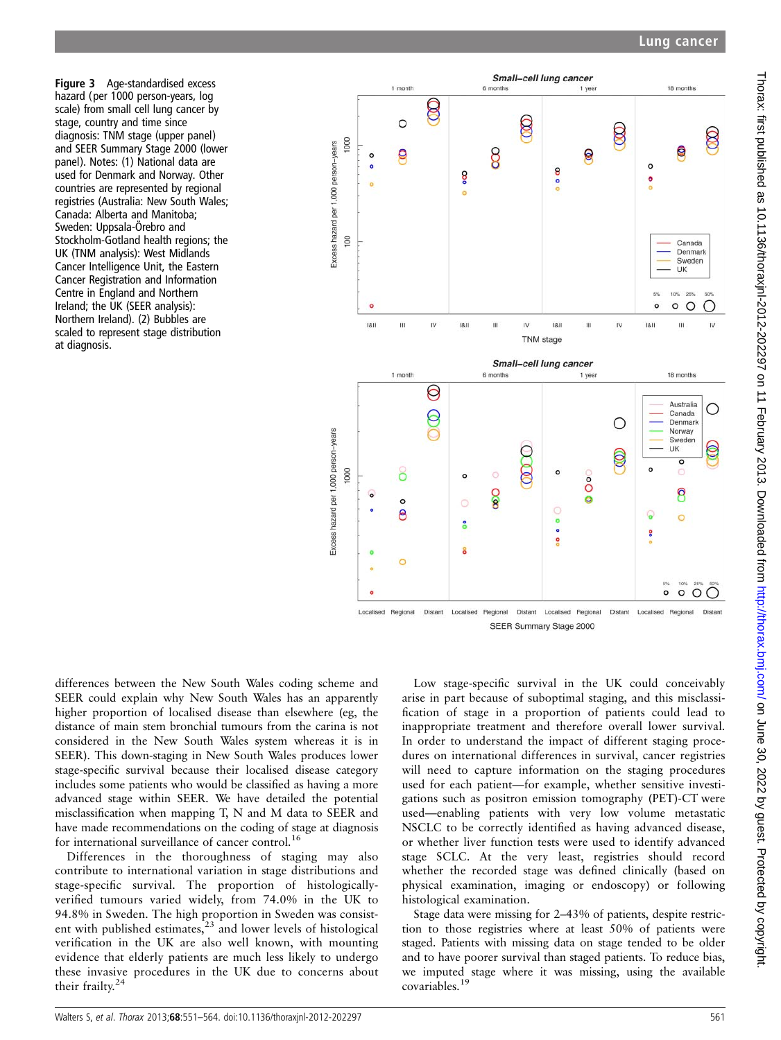**Figure 3** Age-standardised excess hazard (per 1000 person-years, log scale) from small cell lung cancer by stage, country and time since diagnosis: TNM stage (upper panel) and SEER Summary Stage 2000 (lower panel). Notes: (1) National data are used for Denmark and Norway. Other countries are represented by regional registries (Australia: New South Wales; Canada: Alberta and Manitoba; Sweden: Uppsala-Örebro and Stockholm-Gotland health regions; the UK (TNM analysis): West Midlands Cancer Intelligence Unit, the Eastern Cancer Registration and Information Centre in England and Northern Ireland; the UK (SEER analysis): Northern Ireland). (2) Bubbles are scaled to represent stage distribution at diagnosis.

Small–cell lung cancer

1 month
6 months
1 year
18 months

Excess hazard per 1,000 person–years

1000
100

Canada
Denmark
Sweden
UK

5% 10% 25% 50%

I&II III IV I&II III IV I&II III IV I&II III IV

TNM stage

Small–cell lung cancer

1 month
6 months
1 year
18 months

Excess hazard per 1,000 person–years

1000

Australia
Canada
Denmark
Norway
Sweden
UK

5% 10% 25% 50%

Localised Regional Distant Localised Regional Distant Localised Regional Distant Localised Regional Distant

SEER Summary Stage 2000

differences between the New South Wales coding scheme and SEER could explain why New South Wales has an apparently higher proportion of localised disease than elsewhere (eg, the distance of main stem bronchial tumours from the carina is not considered in the New South Wales system whereas it is in SEER). This down-staging in New South Wales produces lower stage-specific survival because their localised disease category includes some patients who would be classified as having a more advanced stage within SEER. We have detailed the potential misclassification when mapping T, N and M data to SEER and have made recommendations on the coding of stage at diagnosis for international surveillance of cancer control.[16]

Differences in the thoroughness of staging may also contribute to international variation in stage distributions and stage-specific survival. The proportion of histologically-verified tumours varied widely, from 74.0% in the UK to 94.8% in Sweden. The high proportion in Sweden was consistent with published estimates,[23] and lower levels of histological verification in the UK are also well known, with mounting evidence that elderly patients are much less likely to undergo these invasive procedures in the UK due to concerns about their frailty.[24]

Low stage-specific survival in the UK could conceivably arise in part because of suboptimal staging, and this misclassification of stage in a proportion of patients could lead to inappropriate treatment and therefore overall lower survival. In order to understand the impact of different staging procedures on international differences in survival, cancer registries will need to capture information on the staging procedures used for each patient—for example, whether sensitive investigations such as positron emission tomography (PET)-CT were used—enabling patients with very low volume metastatic NSCLC to be correctly identified as having advanced disease, or whether liver function tests were used to identify advanced stage SCLC. At the very least, registries should record whether the recorded stage was defined clinically (based on physical examination, imaging or endoscopy) or following histological examination.

Stage data were missing for 2–43% of patients, despite restriction to those registries where at least 50% of patients were staged. Patients with missing data on stage tended to be older and to have poorer survival than staged patients. To reduce bias, we imputed stage where it was missing, using the available covariables.[19]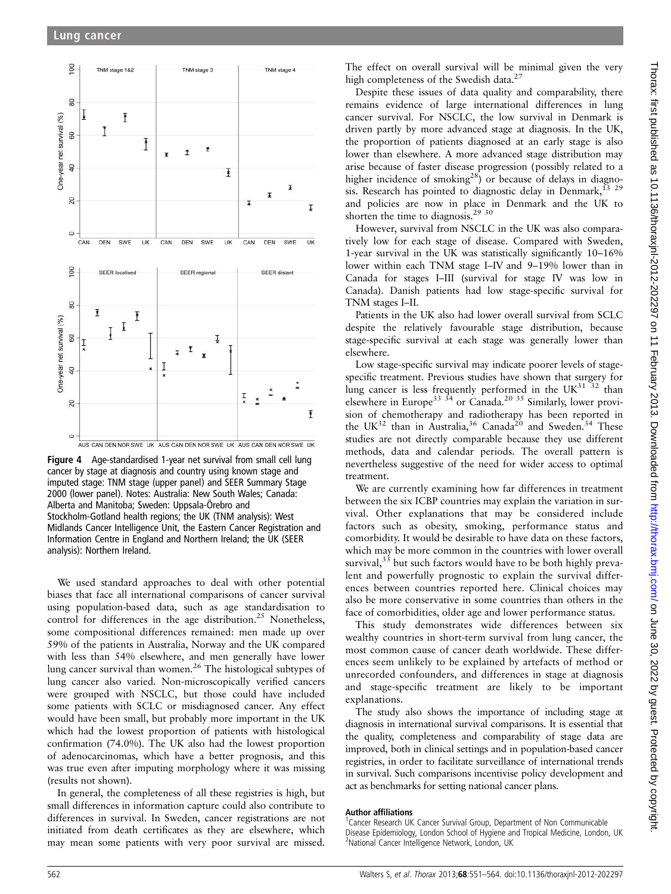TNM stage 1&2

TNM stage 3

TNM stage 4

One-year net survival (%)

0 20 40 60 80 100

CAN DEN SWE UK CAN DEN SWE UK CAN DEN SWE UK

SEER localised

SEER regional

SEER distant

One-year net survival (%)

0 20 40 60 80 100

AUS CAN DEN NOR SWE UK AUS CAN DEN NOR SWE UK AUS CAN DEN NOR SWE UK

**Figure 4** Age-standardised 1-year net survival from small cell lung cancer by stage at diagnosis and country using known stage and imputed stage: TNM stage (upper panel) and SEER Summary Stage 2000 (lower panel). Notes: Australia: New South Wales; Canada: Alberta and Manitoba; Sweden: Uppsala-Örebro and Stockholm-Gotland health regions; the UK (TNM analysis): West Midlands Cancer Intelligence Unit, the Eastern Cancer Registration and Information Centre in England and Northern Ireland; the UK (SEER analysis): Northern Ireland.

We used standard approaches to deal with other potential biases that face all international comparisons of cancer survival using population-based data, such as age standardisation to control for differences in the age distribution.[25] Nonetheless, some compositional differences remained: men made up over 59% of the patients in Australia, Norway and the UK compared with less than 54% elsewhere, and men generally have lower lung cancer survival than women.[26] The histological subtypes of lung cancer also varied. Non-microscopically verified cancers were grouped with NSCLC, but those could have included some patients with SCLC or misdiagnosed cancer. Any effect would have been small, but probably more important in the UK which had the lowest proportion of patients with histological confirmation (74.0%). The UK also had the lowest proportion of adenocarcinomas, which have a better prognosis, and this was true even after imputing morphology where it was missing (results not shown).

In general, the completeness of all these registries is high, but small differences in information capture could also contribute to differences in survival. In Sweden, cancer registrations are not initiated from death certificates as they are elsewhere, which may mean some patients with very poor survival are missed. The effect on overall survival will be minimal given the very high completeness of the Swedish data.[27]

Despite these issues of data quality and comparability, there remains evidence of large international differences in lung cancer survival. For NSCLC, the low survival in Denmark is driven partly by more advanced stage at diagnosis. In the UK, the proportion of patients diagnosed at an early stage is also lower than elsewhere. A more advanced stage distribution may arise because of faster disease progression (possibly related to a higher incidence of smoking[28]) or because of delays in diagnosis. Research has pointed to diagnostic delay in Denmark,[13 29] and policies are now in place in Denmark and the UK to shorten the time to diagnosis.[29 30]

However, survival from NSCLC in the UK was also comparatively low for each stage of disease. Compared with Sweden, 1-year survival in the UK was statistically significantly 10–16% lower within each TNM stage I–IV and 9–19% lower than in Canada for stages I–III (survival for stage IV was low in Canada). Danish patients had low stage-specific survival for TNM stages I–II.

Patients in the UK also had lower overall survival from SCLC despite the relatively favourable stage distribution, because stage-specific survival at each stage was generally lower than elsewhere.

Low stage-specific survival may indicate poorer levels of stage-specific treatment. Previous studies have shown that surgery for lung cancer is less frequently performed in the UK[31 32] than elsewhere in Europe[33 34] or Canada.[20 35] Similarly, lower provision of chemotherapy and radiotherapy has been reported in the UK[32] than in Australia,[36] Canada[20] and Sweden.[34] These studies are not directly comparable because they use different methods, data and calendar periods. The overall pattern is nevertheless suggestive of the need for wider access to optimal treatment.

We are currently examining how far differences in treatment between the six ICBP countries may explain the variation in survival. Other explanations that may be considered include factors such as obesity, smoking, performance status and comorbidity. It would be desirable to have data on these factors, which may be more common in the countries with lower overall survival,[33] but such factors would have to be both highly prevalent and powerfully prognostic to explain the survival differences between countries reported here. Clinical choices may also be more conservative in some countries than others in the face of comorbidities, older age and lower performance status.

This study demonstrates wide differences between six wealthy countries in short-term survival from lung cancer, the most common cause of cancer death worldwide. These differences seem unlikely to be explained by artefacts of method or unrecorded confounders, and differences in stage at diagnosis and stage-specific treatment are likely to be important explanations.

The study also shows the importance of including stage at diagnosis in international survival comparisons. It is essential that the quality, completeness and comparability of stage data are improved, both in clinical settings and in population-based cancer registries, in order to facilitate surveillance of international trends in survival. Such comparisons incentivise policy development and act as benchmarks for setting national cancer plans.

#### Author affiliations

[1]Cancer Research UK Cancer Survival Group, Department of Non Communicable Disease Epidemiology, London School of Hygiene and Tropical Medicine, London, UK
[2]National Cancer Intelligence Network, London, UK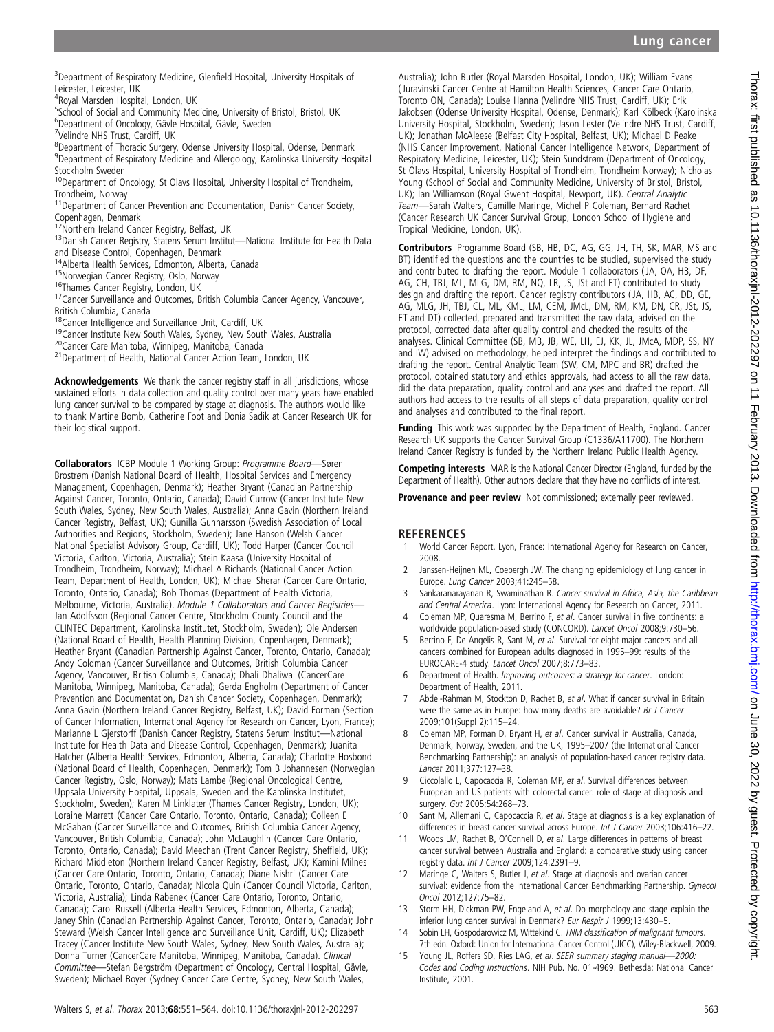[3]Department of Respiratory Medicine, Glenfield Hospital, University Hospitals of Leicester, Leicester, UK
[4]Royal Marsden Hospital, London, UK
[5]School of Social and Community Medicine, University of Bristol, Bristol, UK
[6]Department of Oncology, Gävle Hospital, Gävle, Sweden
[7]Velindre NHS Trust, Cardiff, UK
[8]Department of Thoracic Surgery, Odense University Hospital, Odense, Denmark
[9]Department of Respiratory Medicine and Allergology, Karolinska University Hospital Stockholm Sweden
[10]Department of Oncology, St Olavs Hospital, University Hospital of Trondheim, Trondheim, Norway
[11]Department of Cancer Prevention and Documentation, Danish Cancer Society, Copenhagen, Denmark
[12]Northern Ireland Cancer Registry, Belfast, UK
[13]Danish Cancer Registry, Statens Serum Institut—National Institute for Health Data and Disease Control, Copenhagen, Denmark
[14]Alberta Health Services, Edmonton, Alberta, Canada
[15]Norwegian Cancer Registry, Oslo, Norway
[16]Thames Cancer Registry, London, UK
[17]Cancer Surveillance and Outcomes, British Columbia Cancer Agency, Vancouver, British Columbia, Canada
[18]Cancer Intelligence and Surveillance Unit, Cardiff, UK
[19]Cancer Institute New South Wales, Sydney, New South Wales, Australia
[20]Cancer Care Manitoba, Winnipeg, Manitoba, Canada
[21]Department of Health, National Cancer Action Team, London, UK

**Acknowledgements** We thank the cancer registry staff in all jurisdictions, whose sustained efforts in data collection and quality control over many years have enabled lung cancer survival to be compared by stage at diagnosis. The authors would like to thank Martine Bomb, Catherine Foot and Donia Sadik at Cancer Research UK for their logistical support.

**Collaborators** ICBP Module 1 Working Group: *Programme Board*—Søren Brostrøm (Danish National Board of Health, Hospital Services and Emergency Management, Copenhagen, Denmark); Heather Bryant (Canadian Partnership Against Cancer, Toronto, Ontario, Canada); David Currow (Cancer Institute New South Wales, Sydney, New South Wales, Australia); Anna Gavin (Northern Ireland Cancer Registry, Belfast, UK); Gunilla Gunnarsson (Swedish Association of Local Authorities and Regions, Stockholm, Sweden); Jane Hanson (Welsh Cancer National Specialist Advisory Group, Cardiff, UK); Todd Harper (Cancer Council Victoria, Carlton, Victoria, Australia); Stein Kaasa (University Hospital of Trondheim, Trondheim, Norway); Michael A Richards (National Cancer Action Team, Department of Health, London, UK); Michael Sherar (Cancer Care Ontario, Toronto, Ontario, Canada); Bob Thomas (Department of Health Victoria, Melbourne, Victoria, Australia). *Module 1 Collaborators and Cancer Registries*—Jan Adolfsson (Regional Cancer Centre, Stockholm County Council and the CLINTEC Department, Karolinska Institutet, Stockholm, Sweden); Ole Andersen (National Board of Health, Health Planning Division, Copenhagen, Denmark); Heather Bryant (Canadian Partnership Against Cancer, Toronto, Ontario, Canada); Andy Coldman (Cancer Surveillance and Outcomes, British Columbia Cancer Agency, Vancouver, British Columbia, Canada); Dhali Dhaliwal (CancerCare Manitoba, Winnipeg, Manitoba, Canada); Gerda Engholm (Department of Cancer Prevention and Documentation, Danish Cancer Society, Copenhagen, Denmark); Anna Gavin (Northern Ireland Cancer Registry, Belfast, UK); David Forman (Section of Cancer Information, International Agency for Research on Cancer, Lyon, France); Marianne L Gjerstorff (Danish Cancer Registry, Statens Serum Institut—National Institute for Health Data and Disease Control, Copenhagen, Denmark); Juanita Hatcher (Alberta Health Services, Edmonton, Alberta, Canada); Charlotte Hosbond (National Board of Health, Copenhagen, Denmark); Tom B Johannesen (Norwegian Cancer Registry, Oslo, Norway); Mats Lambe (Regional Oncological Centre, Uppsala University Hospital, Uppsala, Sweden and the Karolinska Institutet, Stockholm, Sweden); Karen M Linklater (Thames Cancer Registry, London, UK); Loraine Marrett (Cancer Care Ontario, Toronto, Ontario, Canada); Colleen E McGahan (Cancer Surveillance and Outcomes, British Columbia Cancer Agency, Vancouver, British Columbia, Canada); John McLaughlin (Cancer Care Ontario, Toronto, Ontario, Canada); David Meechan (Trent Cancer Registry, Sheffield, UK); Richard Middleton (Northern Ireland Cancer Registry, Belfast, UK); Kamini Milnes (Cancer Care Ontario, Toronto, Ontario, Canada); Diane Nishri (Cancer Care Ontario, Toronto, Ontario, Canada); Nicola Quin (Cancer Council Victoria, Carlton, Victoria, Australia); Linda Rabenek (Cancer Care Ontario, Toronto, Ontario, Canada); Carol Russell (Alberta Health Services, Edmonton, Alberta, Canada); Janey Shin (Canadian Partnership Against Cancer, Toronto, Ontario, Canada); John Steward (Welsh Cancer Intelligence and Surveillance Unit, Cardiff, UK); Elizabeth Tracey (Cancer Institute New South Wales, Sydney, New South Wales, Australia); Donna Turner (CancerCare Manitoba, Winnipeg, Manitoba, Canada). *Clinical Committee*—Stefan Bergström (Department of Oncology, Central Hospital, Gävle, Sweden); Michael Boyer (Sydney Cancer Care Centre, Sydney, New South Wales, Australia); John Butler (Royal Marsden Hospital, London, UK); William Evans (Juravinski Cancer Centre at Hamilton Health Sciences, Cancer Care Ontario, Toronto ON, Canada); Louise Hanna (Velindre NHS Trust, Cardiff, UK); Erik Jakobsen (Odense University Hospital, Odense, Denmark); Karl Kölbeck (Karolinska University Hospital, Stockholm, Sweden); Jason Lester (Velindre NHS Trust, Cardiff, UK); Jonathan McAleese (Belfast City Hospital, Belfast, UK); Michael D Peake (NHS Cancer Improvement, National Cancer Intelligence Network, Department of Respiratory Medicine, Leicester, UK); Stein Sundstrøm (Department of Oncology, St Olavs Hospital, University Hospital of Trondheim, Trondheim Norway); Nicholas Young (School of Social and Community Medicine, University of Bristol, Bristol, UK); Ian Williamson (Royal Gwent Hospital, Newport, UK). *Central Analytic Team*—Sarah Walters, Camille Maringe, Michel P Coleman, Bernard Rachet (Cancer Research UK Cancer Survival Group, London School of Hygiene and Tropical Medicine, London, UK).

**Contributors** Programme Board (SB, HB, DC, AG, GG, JH, TH, SK, MAR, MS and BT) identified the questions and the countries to be studied, supervised the study and contributed to drafting the report. Module 1 collaborators (JA, OA, HB, DF, AG, CH, TBJ, ML, MLG, DM, RM, NQ, LR, JS, JSt and ET) contributed to study design and drafting the report. Cancer registry contributors (JA, HB, AC, DD, GE, AG, MLG, JH, TBJ, CL, ML, KML, LM, CEM, JMcL, DM, RM, KM, DN, CR, JSt, JS, ET and DT) collected, prepared and transmitted the raw data, advised on the protocol, corrected data after quality control and checked the results of the analyses. Clinical Committee (SB, MB, JB, WE, LH, EJ, KK, JL, JMcA, MDP, SS, NY and IW) advised on methodology, helped interpret the findings and contributed to drafting the report. Central Analytic Team (SW, CM, MPC and BR) drafted the protocol, obtained statutory and ethics approvals, had access to all the raw data, did the data preparation, quality control and analyses and drafted the report. All authors had access to the results of all steps of data preparation, quality control and analyses and contributed to the final report.

**Funding** This work was supported by the Department of Health, England. Cancer Research UK supports the Cancer Survival Group (C1336/A11700). The Northern Ireland Cancer Registry is funded by the Northern Ireland Public Health Agency.

**Competing interests** MAR is the National Cancer Director (England, funded by the Department of Health). Other authors declare that they have no conflicts of interest.

**Provenance and peer review** Not commissioned; externally peer reviewed.

## REFERENCES

1. World Cancer Report. Lyon, France: International Agency for Research on Cancer, 2008.
2. Janssen-Heijnen ML, Coebergh JW. The changing epidemiology of lung cancer in Europe. *Lung Cancer* 2003;41:245–58.
3. Sankaranarayanan R, Swaminathan R. *Cancer survival in Africa, Asia, the Caribbean and Central America*. Lyon: International Agency for Research on Cancer, 2011.
4. Coleman MP, Quaresma M, Berrino F, *et al*. Cancer survival in five continents: a worldwide population-based study (CONCORD). *Lancet Oncol* 2008;9:730–56.
5. Berrino F, De Angelis R, Sant M, *et al*. Survival for eight major cancers and all cancers combined for European adults diagnosed in 1995–99: results of the EUROCARE-4 study. *Lancet Oncol* 2007;8:773–83.
6. Department of Health. *Improving outcomes: a strategy for cancer*. London: Department of Health, 2011.
7. Abdel-Rahman M, Stockton D, Rachet B, *et al*. What if cancer survival in Britain were the same as in Europe: how many deaths are avoidable? *Br J Cancer* 2009;101(Suppl 2):115–24.
8. Coleman MP, Forman D, Bryant H, *et al*. Cancer survival in Australia, Canada, Denmark, Norway, Sweden, and the UK, 1995–2007 (the International Cancer Benchmarking Partnership): an analysis of population-based cancer registry data. *Lancet* 2011;377:127–38.
9. Ciccolallo L, Capocaccia R, Coleman MP, *et al*. Survival differences between European and US patients with colorectal cancer: role of stage at diagnosis and surgery. *Gut* 2005;54:268–73.
10. Sant M, Allemani C, Capocaccia R, *et al*. Stage at diagnosis is a key explanation of differences in breast cancer survival across Europe. *Int J Cancer* 2003;106:416–22.
11. Woods LM, Rachet B, O'Connell D, *et al*. Large differences in patterns of breast cancer survival between Australia and England: a comparative study using cancer registry data. *Int J Cancer* 2009;124:2391–9.
12. Maringe C, Walters S, Butler J, *et al*. Stage at diagnosis and ovarian cancer survival: evidence from the International Cancer Benchmarking Partnership. *Gynecol Oncol* 2012;127:75–82.
13. Storm HH, Dickman PW, Engeland A, *et al*. Do morphology and stage explain the inferior lung cancer survival in Denmark? *Eur Respir J* 1999;13:430–5.
14. Sobin LH, Gospodarowicz M, Wittekind C. *TNM classification of malignant tumours*. 7th edn. Oxford: Union for International Cancer Control (UICC), Wiley-Blackwell, 2009.
15. Young JL, Roffers SD, Ries LAG, *et al*. *SEER summary staging manual—2000: Codes and Coding Instructions*. NIH Pub. No. 01-4969. Bethesda: National Cancer Institute, 2001.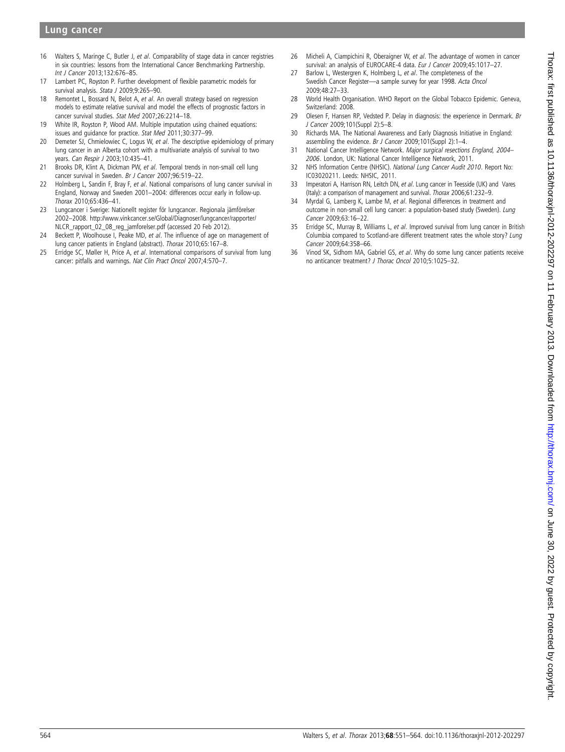16 Walters S, Maringe C, Butler J, *et al*. Comparability of stage data in cancer registries in six countries: lessons from the International Cancer Benchmarking Partnership. *Int J Cancer* 2013;132:676–85.

17 Lambert PC, Royston P. Further development of flexible parametric models for survival analysis. *Stata J* 2009;9:265–90.

18 Remontet L, Bossard N, Belot A, *et al*. An overall strategy based on regression models to estimate relative survival and model the effects of prognostic factors in cancer survival studies. *Stat Med* 2007;26:2214–18.

19 White IR, Royston P, Wood AM. Multiple imputation using chained equations: issues and guidance for practice. *Stat Med* 2011;30:377–99.

20 Demeter SJ, Chmielowiec C, Logus W, *et al*. The descriptive epidemiology of primary lung cancer in an Alberta cohort with a multivariate analysis of survival to two years. *Can Respir J* 2003;10:435–41.

21 Brooks DR, Klint A, Dickman PW, *et al*. Temporal trends in non-small cell lung cancer survival in Sweden. *Br J Cancer* 2007;96:519–22.

22 Holmberg L, Sandin F, Bray F, *et al*. National comparisons of lung cancer survival in England, Norway and Sweden 2001–2004: differences occur early in follow-up. *Thorax* 2010;65:436–41.

23 Lungcancer i Sverige: Nationellt register för lungcancer. Regionala jämförelser 2002–2008. http://www.vinkcancer.se/Global/Diagnoser/lungcancer/rapporter/NLCR_rapport_02_08_reg_jamforelser.pdf (accessed 20 Feb 2012).

24 Beckett P, Woolhouse I, Peake MD, *et al*. The influence of age on management of lung cancer patients in England (abstract). *Thorax* 2010;65:167–8.

25 Erridge SC, Møller H, Price A, *et al*. International comparisons of survival from lung cancer: pitfalls and warnings. *Nat Clin Pract Oncol* 2007;4:570–7.

26 Micheli A, Ciampichini R, Oberaigner W, *et al*. The advantage of women in cancer survival: an analysis of EUROCARE-4 data. *Eur J Cancer* 2009;45:1017–27.

27 Barlow L, Westergren K, Holmberg L, *et al*. The completeness of the Swedish Cancer Register—a sample survey for year 1998. *Acta Oncol* 2009;48:27–33.

28 World Health Organisation. WHO Report on the Global Tobacco Epidemic. Geneva, Switzerland: 2008.

29 Olesen F, Hansen RP, Vedsted P. Delay in diagnosis: the experience in Denmark. *Br J Cancer* 2009;101(Suppl 2):5–8.

30 Richards MA. The National Awareness and Early Diagnosis Initiative in England: assembling the evidence. *Br J Cancer* 2009;101(Suppl 2):1–4.

31 National Cancer Intelligence Network. *Major surgical resections England, 2004–2006*. London, UK: National Cancer Intelligence Network, 2011.

32 NHS Information Centre (NHSIC). *National Lung Cancer Audit 2010*. Report No: IC03020211. Leeds: NHSIC, 2011.

33 Imperatori A, Harrison RN, Leitch DN, *et al*. Lung cancer in Teesside (UK) and Vares (Italy): a comparison of management and survival. *Thorax* 2006;61:232–9.

34 Myrdal G, Lamberg K, Lambe M, *et al*. Regional differences in treatment and outcome in non-small cell lung cancer: a population-based study (Sweden). *Lung Cancer* 2009;63:16–22.

35 Erridge SC, Murray B, Williams L, *et al*. Improved survival from lung cancer in British Columbia compared to Scotland-are different treatment rates the whole story? *Lung Cancer* 2009;64:358–66.

36 Vinod SK, Sidhom MA, Gabriel GS, *et al*. Why do some lung cancer patients receive no anticancer treatment? *J Thorac Oncol* 2010;5:1025–32.